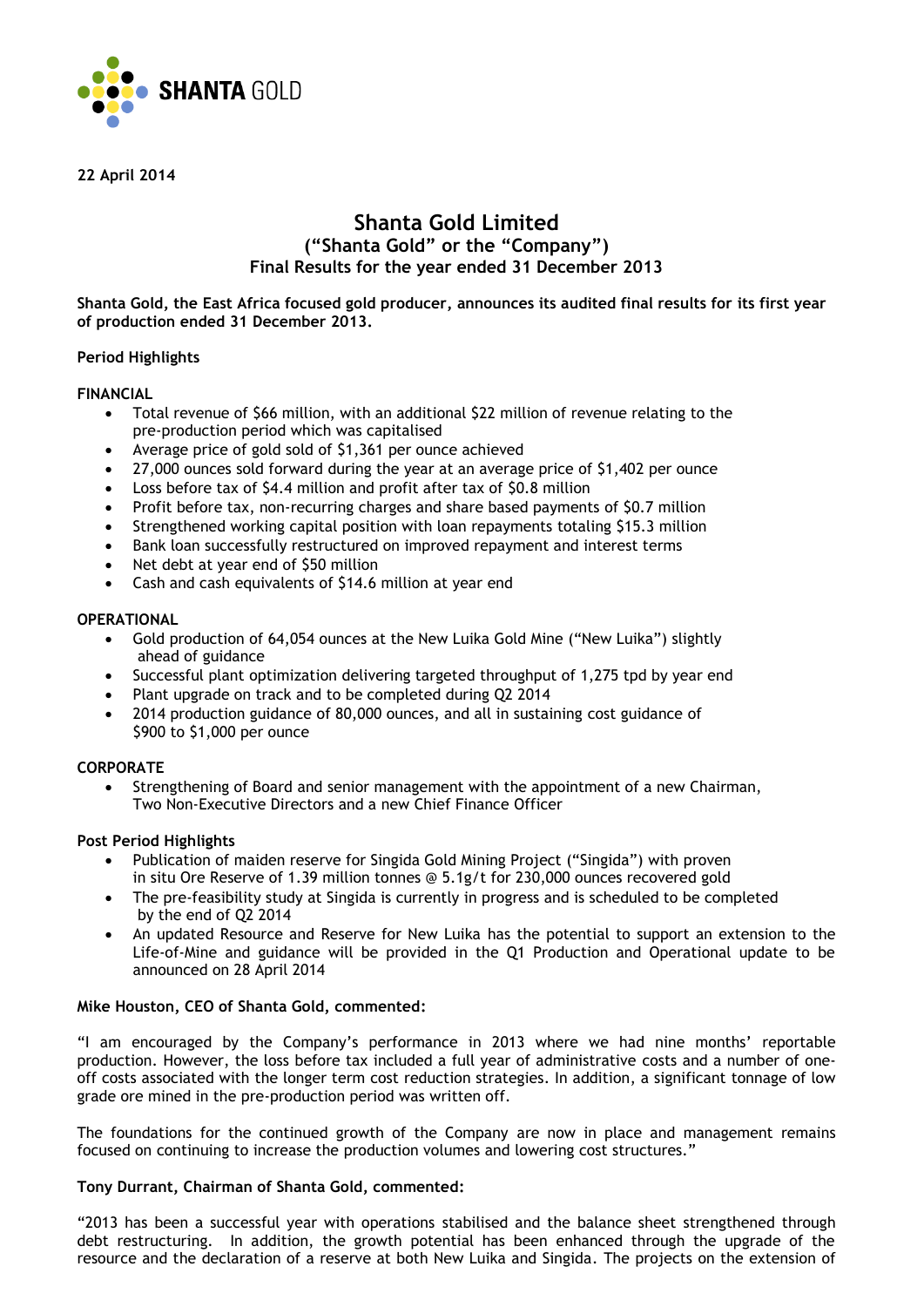SHANTA GOLD

**22 April 2014**

# Shanta Gold Limited
## ("Shanta Gold" or the "Company")
## Final Results for the year ended 31 December 2013

**Shanta Gold, the East Africa focused gold producer, announces its audited final results for its first year of production ended 31 December 2013.**

**Period Highlights**

**FINANCIAL**

- Total revenue of $66 million, with an additional $22 million of revenue relating to the pre-production period which was capitalised
- Average price of gold sold of $1,361 per ounce achieved
- 27,000 ounces sold forward during the year at an average price of $1,402 per ounce
- Loss before tax of $4.4 million and profit after tax of $0.8 million
- Profit before tax, non-recurring charges and share based payments of $0.7 million
- Strengthened working capital position with loan repayments totaling $15.3 million
- Bank loan successfully restructured on improved repayment and interest terms
- Net debt at year end of $50 million
- Cash and cash equivalents of $14.6 million at year end

**OPERATIONAL**

- Gold production of 64,054 ounces at the New Luika Gold Mine ("New Luika") slightly ahead of guidance
- Successful plant optimization delivering targeted throughput of 1,275 tpd by year end
- Plant upgrade on track and to be completed during Q2 2014
- 2014 production guidance of 80,000 ounces, and all in sustaining cost guidance of $900 to $1,000 per ounce

**CORPORATE**

- Strengthening of Board and senior management with the appointment of a new Chairman, Two Non-Executive Directors and a new Chief Finance Officer

**Post Period Highlights**

- Publication of maiden reserve for Singida Gold Mining Project ("Singida") with proven in situ Ore Reserve of 1.39 million tonnes @ 5.1g/t for 230,000 ounces recovered gold
- The pre-feasibility study at Singida is currently in progress and is scheduled to be completed by the end of Q2 2014
- An updated Resource and Reserve for New Luika has the potential to support an extension to the Life-of-Mine and guidance will be provided in the Q1 Production and Operational update to be announced on 28 April 2014

**Mike Houston, CEO of Shanta Gold, commented:**

"I am encouraged by the Company's performance in 2013 where we had nine months' reportable production. However, the loss before tax included a full year of administrative costs and a number of one-off costs associated with the longer term cost reduction strategies. In addition, a significant tonnage of low grade ore mined in the pre-production period was written off.

The foundations for the continued growth of the Company are now in place and management remains focused on continuing to increase the production volumes and lowering cost structures."

**Tony Durrant, Chairman of Shanta Gold, commented:**

"2013 has been a successful year with operations stabilised and the balance sheet strengthened through debt restructuring. In addition, the growth potential has been enhanced through the upgrade of the resource and the declaration of a reserve at both New Luika and Singida. The projects on the extension of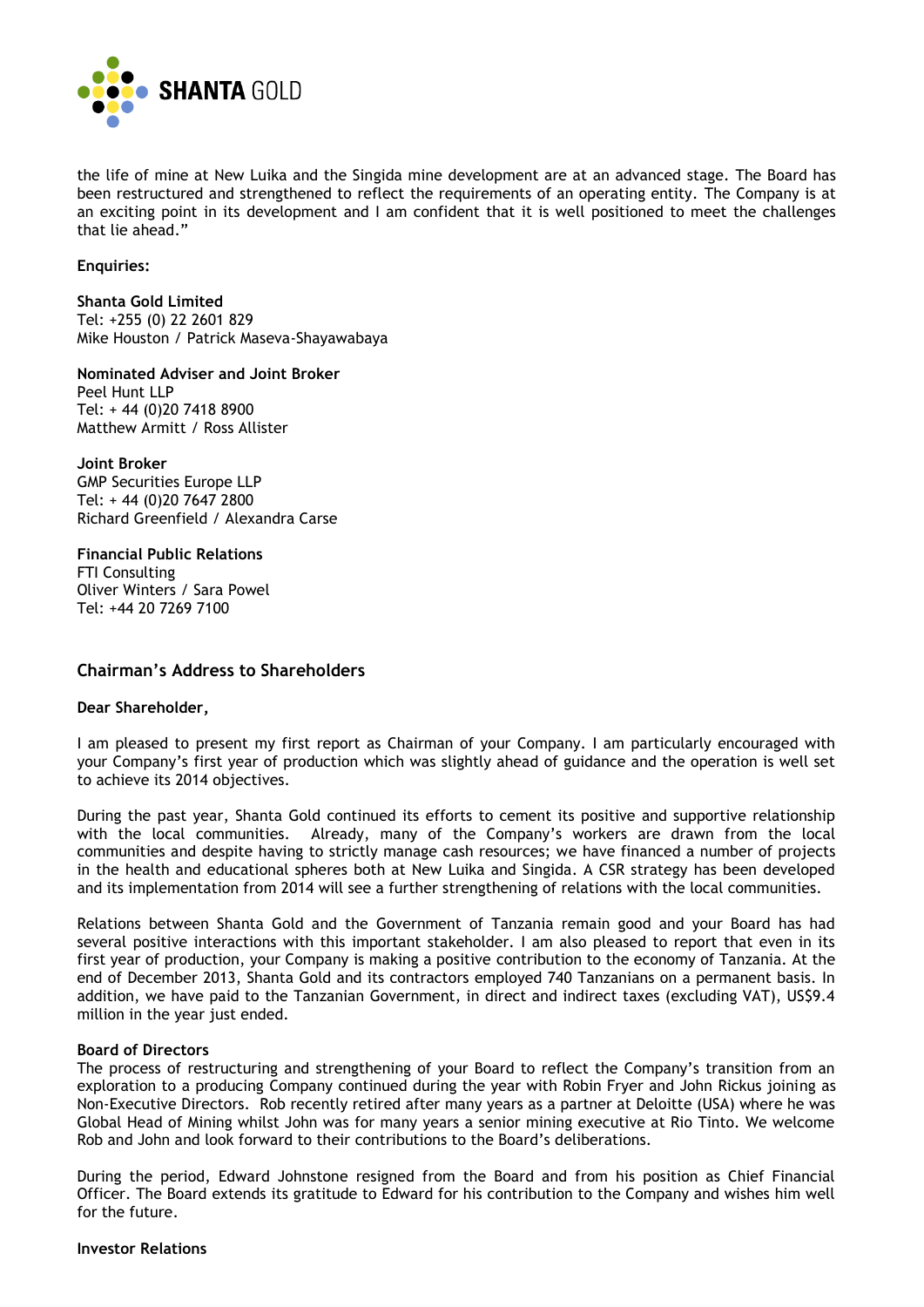the life of mine at New Luika and the Singida mine development are at an advanced stage. The Board has been restructured and strengthened to reflect the requirements of an operating entity. The Company is at an exciting point in its development and I am confident that it is well positioned to meet the challenges that lie ahead."

**Enquiries:**

**Shanta Gold Limited**
Tel: +255 (0) 22 2601 829
Mike Houston / Patrick Maseva-Shayawabaya

**Nominated Adviser and Joint Broker**
Peel Hunt LLP
Tel: + 44 (0)20 7418 8900
Matthew Armitt / Ross Allister

**Joint Broker**
GMP Securities Europe LLP
Tel: + 44 (0)20 7647 2800
Richard Greenfield / Alexandra Carse

**Financial Public Relations**
FTI Consulting
Oliver Winters / Sara Powel
Tel: +44 20 7269 7100

## Chairman's Address to Shareholders

**Dear Shareholder,**

I am pleased to present my first report as Chairman of your Company. I am particularly encouraged with your Company's first year of production which was slightly ahead of guidance and the operation is well set to achieve its 2014 objectives.

During the past year, Shanta Gold continued its efforts to cement its positive and supportive relationship with the local communities. Already, many of the Company's workers are drawn from the local communities and despite having to strictly manage cash resources; we have financed a number of projects in the health and educational spheres both at New Luika and Singida. A CSR strategy has been developed and its implementation from 2014 will see a further strengthening of relations with the local communities.

Relations between Shanta Gold and the Government of Tanzania remain good and your Board has had several positive interactions with this important stakeholder. I am also pleased to report that even in its first year of production, your Company is making a positive contribution to the economy of Tanzania. At the end of December 2013, Shanta Gold and its contractors employed 740 Tanzanians on a permanent basis. In addition, we have paid to the Tanzanian Government, in direct and indirect taxes (excluding VAT), US$9.4 million in the year just ended.

**Board of Directors**

The process of restructuring and strengthening of your Board to reflect the Company's transition from an exploration to a producing Company continued during the year with Robin Fryer and John Rickus joining as Non-Executive Directors. Rob recently retired after many years as a partner at Deloitte (USA) where he was Global Head of Mining whilst John was for many years a senior mining executive at Rio Tinto. We welcome Rob and John and look forward to their contributions to the Board's deliberations.

During the period, Edward Johnstone resigned from the Board and from his position as Chief Financial Officer. The Board extends its gratitude to Edward for his contribution to the Company and wishes him well for the future.

**Investor Relations**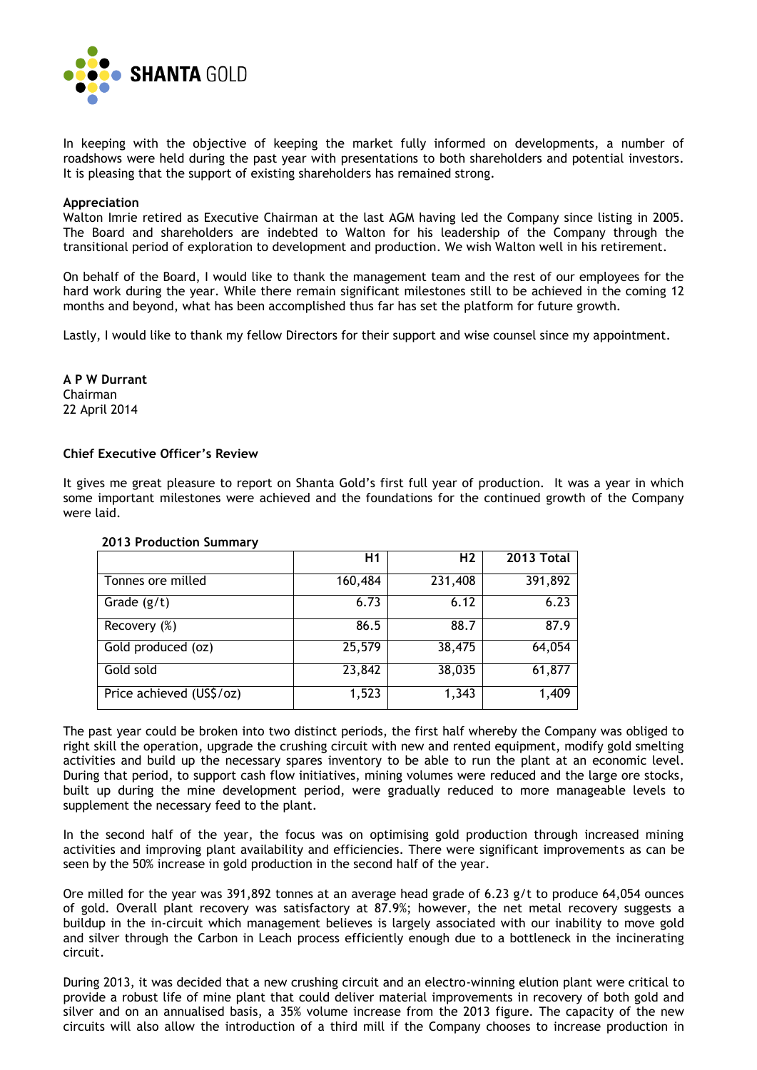In keeping with the objective of keeping the market fully informed on developments, a number of roadshows were held during the past year with presentations to both shareholders and potential investors. It is pleasing that the support of existing shareholders has remained strong.

**Appreciation**

Walton Imrie retired as Executive Chairman at the last AGM having led the Company since listing in 2005. The Board and shareholders are indebted to Walton for his leadership of the Company through the transitional period of exploration to development and production. We wish Walton well in his retirement.

On behalf of the Board, I would like to thank the management team and the rest of our employees for the hard work during the year. While there remain significant milestones still to be achieved in the coming 12 months and beyond, what has been accomplished thus far has set the platform for future growth.

Lastly, I would like to thank my fellow Directors for their support and wise counsel since my appointment.

**A P W Durrant**
Chairman
22 April 2014

## Chief Executive Officer's Review

It gives me great pleasure to report on Shanta Gold's first full year of production. It was a year in which some important milestones were achieved and the foundations for the continued growth of the Company were laid.

**2013 Production Summary**

| | H1 | H2 | 2013 Total |
|---|---|---|---|
| Tonnes ore milled | 160,484 | 231,408 | 391,892 |
| Grade (g/t) | 6.73 | 6.12 | 6.23 |
| Recovery (%) | 86.5 | 88.7 | 87.9 |
| Gold produced (oz) | 25,579 | 38,475 | 64,054 |
| Gold sold | 23,842 | 38,035 | 61,877 |
| Price achieved (US$/oz) | 1,523 | 1,343 | 1,409 |

The past year could be broken into two distinct periods, the first half whereby the Company was obliged to right skill the operation, upgrade the crushing circuit with new and rented equipment, modify gold smelting activities and build up the necessary spares inventory to be able to run the plant at an economic level. During that period, to support cash flow initiatives, mining volumes were reduced and the large ore stocks, built up during the mine development period, were gradually reduced to more manageable levels to supplement the necessary feed to the plant.

In the second half of the year, the focus was on optimising gold production through increased mining activities and improving plant availability and efficiencies. There were significant improvements as can be seen by the 50% increase in gold production in the second half of the year.

Ore milled for the year was 391,892 tonnes at an average head grade of 6.23 g/t to produce 64,054 ounces of gold. Overall plant recovery was satisfactory at 87.9%; however, the net metal recovery suggests a buildup in the in-circuit which management believes is largely associated with our inability to move gold and silver through the Carbon in Leach process efficiently enough due to a bottleneck in the incinerating circuit.

During 2013, it was decided that a new crushing circuit and an electro-winning elution plant were critical to provide a robust life of mine plant that could deliver material improvements in recovery of both gold and silver and on an annualised basis, a 35% volume increase from the 2013 figure. The capacity of the new circuits will also allow the introduction of a third mill if the Company chooses to increase production in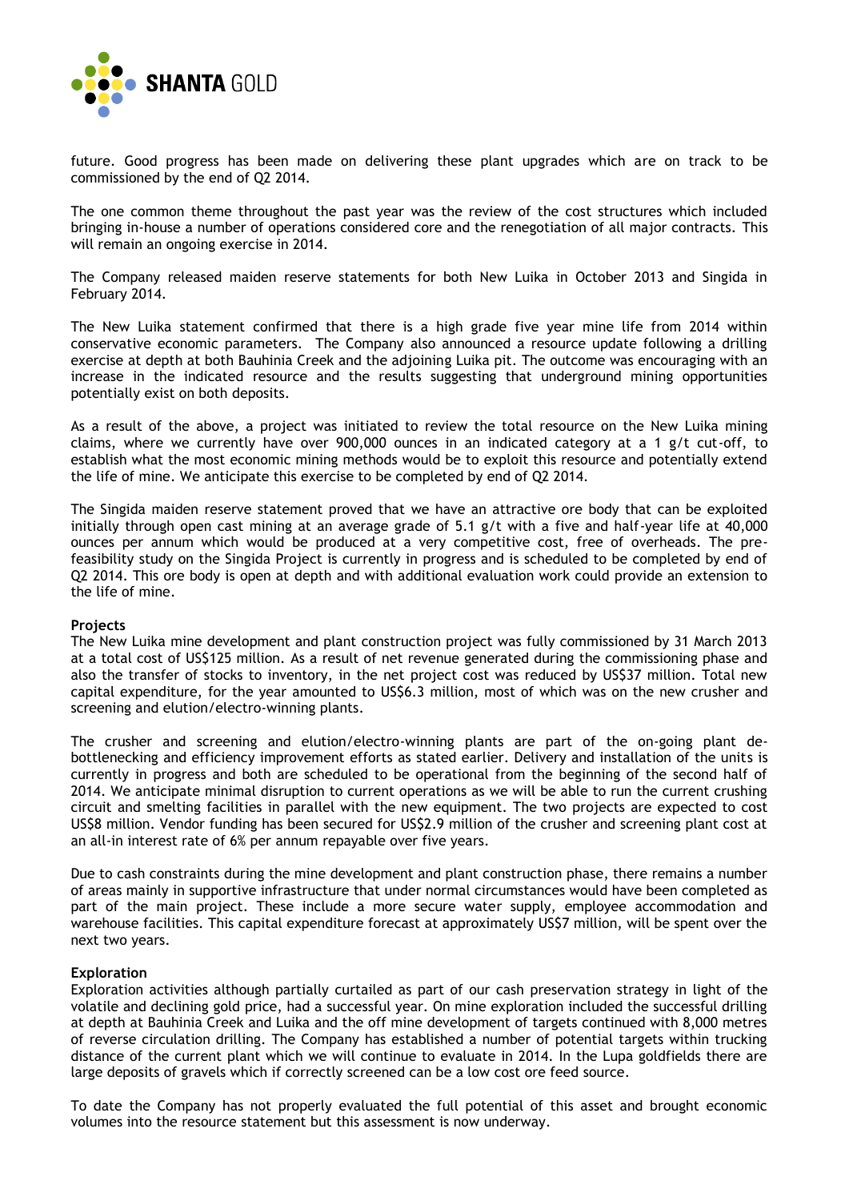future. Good progress has been made on delivering these plant upgrades which are on track to be commissioned by the end of Q2 2014.

The one common theme throughout the past year was the review of the cost structures which included bringing in-house a number of operations considered core and the renegotiation of all major contracts. This will remain an ongoing exercise in 2014.

The Company released maiden reserve statements for both New Luika in October 2013 and Singida in February 2014.

The New Luika statement confirmed that there is a high grade five year mine life from 2014 within conservative economic parameters. The Company also announced a resource update following a drilling exercise at depth at both Bauhinia Creek and the adjoining Luika pit. The outcome was encouraging with an increase in the indicated resource and the results suggesting that underground mining opportunities potentially exist on both deposits.

As a result of the above, a project was initiated to review the total resource on the New Luika mining claims, where we currently have over 900,000 ounces in an indicated category at a 1 g/t cut-off, to establish what the most economic mining methods would be to exploit this resource and potentially extend the life of mine. We anticipate this exercise to be completed by end of Q2 2014.

The Singida maiden reserve statement proved that we have an attractive ore body that can be exploited initially through open cast mining at an average grade of 5.1 g/t with a five and half-year life at 40,000 ounces per annum which would be produced at a very competitive cost, free of overheads. The pre-feasibility study on the Singida Project is currently in progress and is scheduled to be completed by end of Q2 2014. This ore body is open at depth and with additional evaluation work could provide an extension to the life of mine.

**Projects**

The New Luika mine development and plant construction project was fully commissioned by 31 March 2013 at a total cost of US$125 million. As a result of net revenue generated during the commissioning phase and also the transfer of stocks to inventory, in the net project cost was reduced by US$37 million. Total new capital expenditure, for the year amounted to US$6.3 million, most of which was on the new crusher and screening and elution/electro-winning plants.

The crusher and screening and elution/electro-winning plants are part of the on-going plant de-bottlenecking and efficiency improvement efforts as stated earlier. Delivery and installation of the units is currently in progress and both are scheduled to be operational from the beginning of the second half of 2014. We anticipate minimal disruption to current operations as we will be able to run the current crushing circuit and smelting facilities in parallel with the new equipment. The two projects are expected to cost US$8 million. Vendor funding has been secured for US$2.9 million of the crusher and screening plant cost at an all-in interest rate of 6% per annum repayable over five years.

Due to cash constraints during the mine development and plant construction phase, there remains a number of areas mainly in supportive infrastructure that under normal circumstances would have been completed as part of the main project. These include a more secure water supply, employee accommodation and warehouse facilities. This capital expenditure forecast at approximately US$7 million, will be spent over the next two years.

**Exploration**

Exploration activities although partially curtailed as part of our cash preservation strategy in light of the volatile and declining gold price, had a successful year. On mine exploration included the successful drilling at depth at Bauhinia Creek and Luika and the off mine development of targets continued with 8,000 metres of reverse circulation drilling. The Company has established a number of potential targets within trucking distance of the current plant which we will continue to evaluate in 2014. In the Lupa goldfields there are large deposits of gravels which if correctly screened can be a low cost ore feed source.

To date the Company has not properly evaluated the full potential of this asset and brought economic volumes into the resource statement but this assessment is now underway.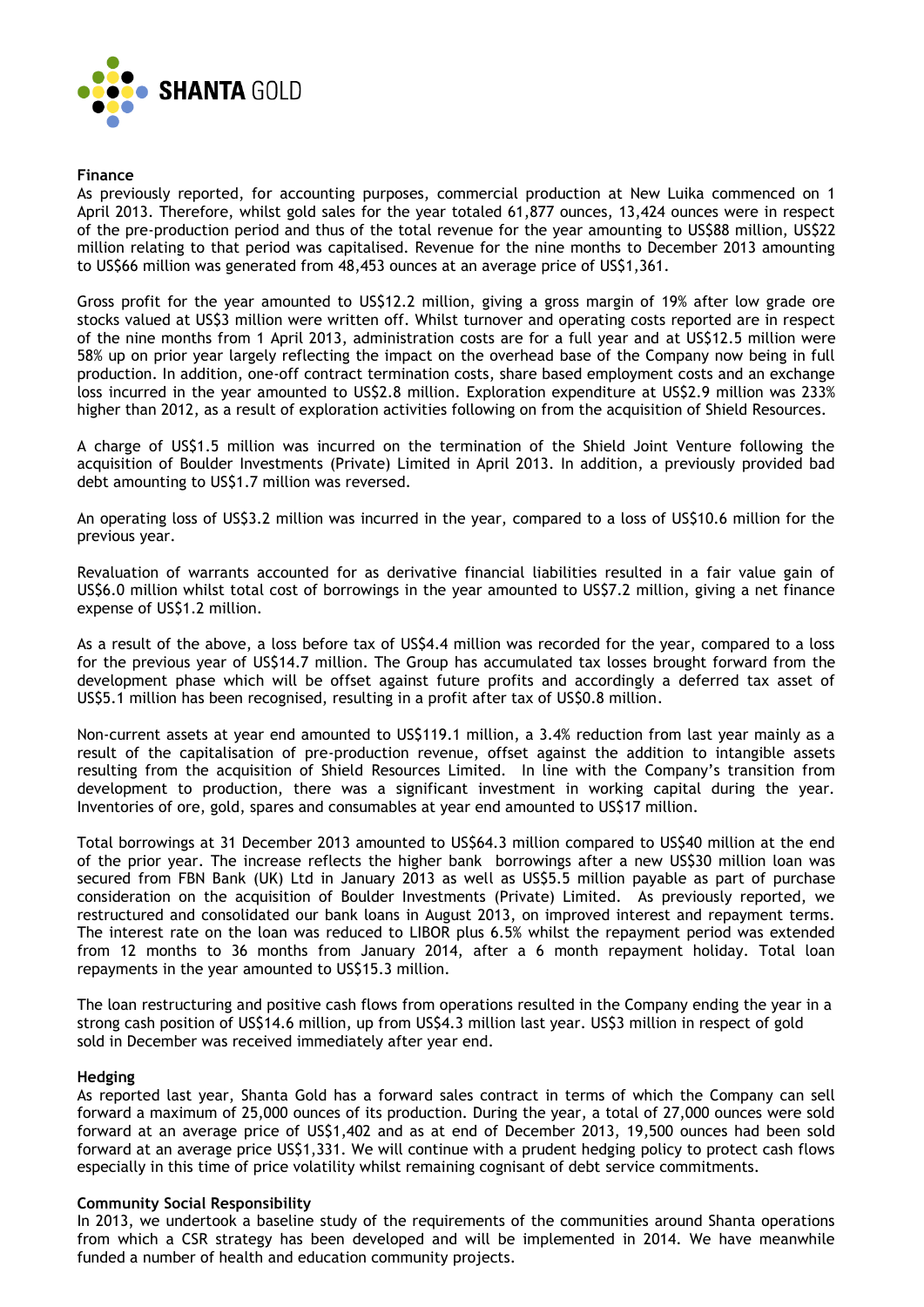**Finance**

As previously reported, for accounting purposes, commercial production at New Luika commenced on 1 April 2013. Therefore, whilst gold sales for the year totaled 61,877 ounces, 13,424 ounces were in respect of the pre-production period and thus of the total revenue for the year amounting to US$88 million, US$22 million relating to that period was capitalised. Revenue for the nine months to December 2013 amounting to US$66 million was generated from 48,453 ounces at an average price of US$1,361.

Gross profit for the year amounted to US$12.2 million, giving a gross margin of 19% after low grade ore stocks valued at US$3 million were written off. Whilst turnover and operating costs reported are in respect of the nine months from 1 April 2013, administration costs are for a full year and at US$12.5 million were 58% up on prior year largely reflecting the impact on the overhead base of the Company now being in full production. In addition, one-off contract termination costs, share based employment costs and an exchange loss incurred in the year amounted to US$2.8 million. Exploration expenditure at US$2.9 million was 233% higher than 2012, as a result of exploration activities following on from the acquisition of Shield Resources.

A charge of US$1.5 million was incurred on the termination of the Shield Joint Venture following the acquisition of Boulder Investments (Private) Limited in April 2013. In addition, a previously provided bad debt amounting to US$1.7 million was reversed.

An operating loss of US$3.2 million was incurred in the year, compared to a loss of US$10.6 million for the previous year.

Revaluation of warrants accounted for as derivative financial liabilities resulted in a fair value gain of US$6.0 million whilst total cost of borrowings in the year amounted to US$7.2 million, giving a net finance expense of US$1.2 million.

As a result of the above, a loss before tax of US$4.4 million was recorded for the year, compared to a loss for the previous year of US$14.7 million. The Group has accumulated tax losses brought forward from the development phase which will be offset against future profits and accordingly a deferred tax asset of US$5.1 million has been recognised, resulting in a profit after tax of US$0.8 million.

Non-current assets at year end amounted to US$119.1 million, a 3.4% reduction from last year mainly as a result of the capitalisation of pre-production revenue, offset against the addition to intangible assets resulting from the acquisition of Shield Resources Limited. In line with the Company's transition from development to production, there was a significant investment in working capital during the year. Inventories of ore, gold, spares and consumables at year end amounted to US$17 million.

Total borrowings at 31 December 2013 amounted to US$64.3 million compared to US$40 million at the end of the prior year. The increase reflects the higher bank borrowings after a new US$30 million loan was secured from FBN Bank (UK) Ltd in January 2013 as well as US$5.5 million payable as part of purchase consideration on the acquisition of Boulder Investments (Private) Limited. As previously reported, we restructured and consolidated our bank loans in August 2013, on improved interest and repayment terms. The interest rate on the loan was reduced to LIBOR plus 6.5% whilst the repayment period was extended from 12 months to 36 months from January 2014, after a 6 month repayment holiday. Total loan repayments in the year amounted to US$15.3 million.

The loan restructuring and positive cash flows from operations resulted in the Company ending the year in a strong cash position of US$14.6 million, up from US$4.3 million last year. US$3 million in respect of gold sold in December was received immediately after year end.

**Hedging**

As reported last year, Shanta Gold has a forward sales contract in terms of which the Company can sell forward a maximum of 25,000 ounces of its production. During the year, a total of 27,000 ounces were sold forward at an average price of US$1,402 and as at end of December 2013, 19,500 ounces had been sold forward at an average price US$1,331. We will continue with a prudent hedging policy to protect cash flows especially in this time of price volatility whilst remaining cognisant of debt service commitments.

**Community Social Responsibility**

In 2013, we undertook a baseline study of the requirements of the communities around Shanta operations from which a CSR strategy has been developed and will be implemented in 2014. We have meanwhile funded a number of health and education community projects.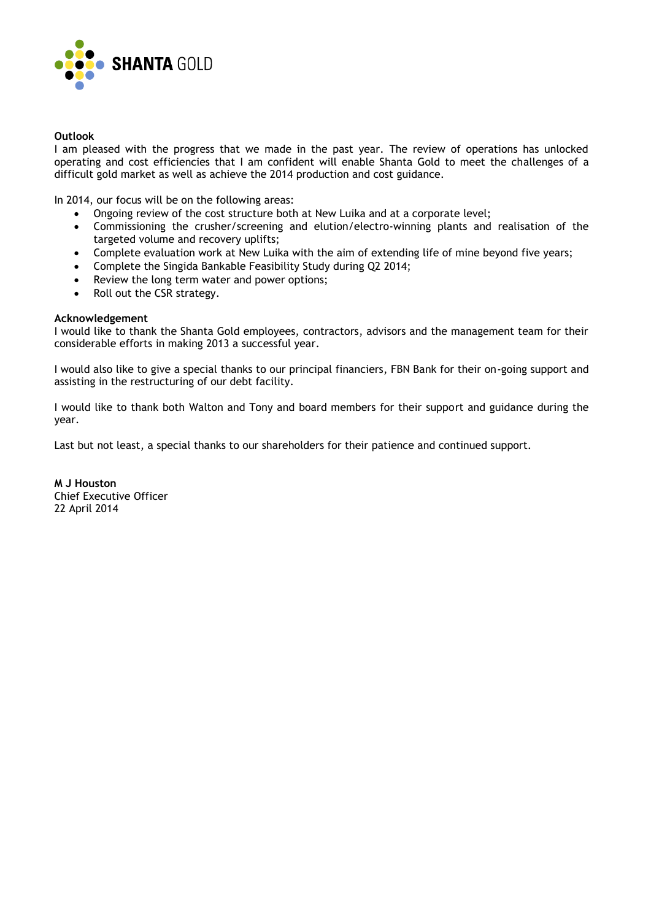**Outlook**

I am pleased with the progress that we made in the past year. The review of operations has unlocked operating and cost efficiencies that I am confident will enable Shanta Gold to meet the challenges of a difficult gold market as well as achieve the 2014 production and cost guidance.

In 2014, our focus will be on the following areas:

- Ongoing review of the cost structure both at New Luika and at a corporate level;
- Commissioning the crusher/screening and elution/electro-winning plants and realisation of the targeted volume and recovery uplifts;
- Complete evaluation work at New Luika with the aim of extending life of mine beyond five years;
- Complete the Singida Bankable Feasibility Study during Q2 2014;
- Review the long term water and power options;
- Roll out the CSR strategy.

**Acknowledgement**

I would like to thank the Shanta Gold employees, contractors, advisors and the management team for their considerable efforts in making 2013 a successful year.

I would also like to give a special thanks to our principal financiers, FBN Bank for their on-going support and assisting in the restructuring of our debt facility.

I would like to thank both Walton and Tony and board members for their support and guidance during the year.

Last but not least, a special thanks to our shareholders for their patience and continued support.

**M J Houston**
Chief Executive Officer
22 April 2014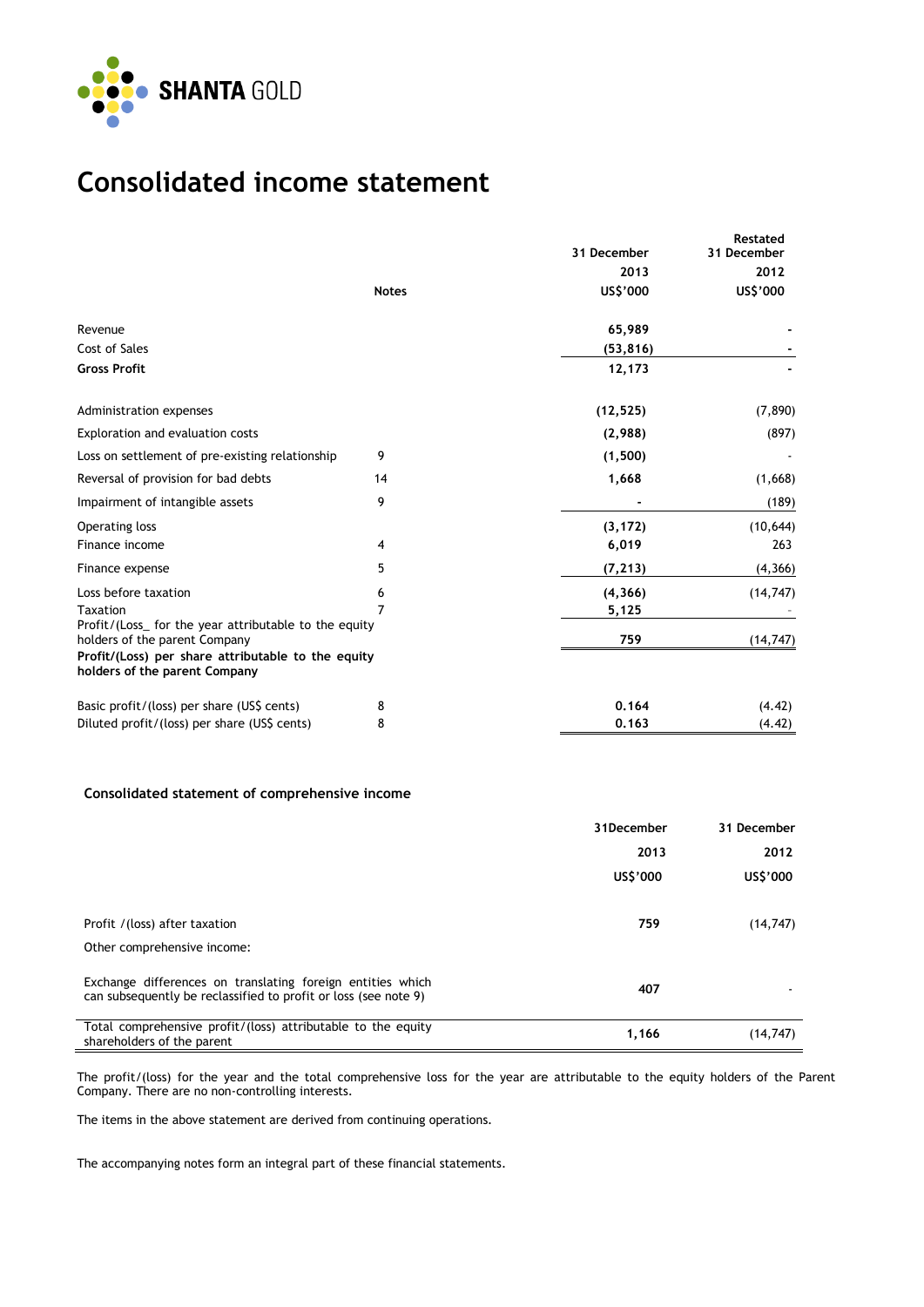# Consolidated income statement

| | Notes | 31 December 2013 US$'000 | Restated 31 December 2012 US$'000 |
|---|---|---|---|
| Revenue | | **65,989** | - |
| Cost of Sales | | **(53,816)** | - |
| **Gross Profit** | | **12,173** | - |
| Administration expenses | | **(12,525)** | (7,890) |
| Exploration and evaluation costs | | **(2,988)** | (897) |
| Loss on settlement of pre-existing relationship | 9 | **(1,500)** | - |
| Reversal of provision for bad debts | 14 | **1,668** | (1,668) |
| Impairment of intangible assets | 9 | **-** | (189) |
| Operating loss | | **(3,172)** | (10,644) |
| Finance income | 4 | **6,019** | 263 |
| Finance expense | 5 | **(7,213)** | (4,366) |
| Loss before taxation | 6 | **(4,366)** | (14,747) |
| Taxation | 7 | **5,125** | - |
| Profit/(Loss_ for the year attributable to the equity holders of the parent Company | | **759** | (14,747) |
| **Profit/(Loss) per share attributable to the equity holders of the parent Company** | | | |
| Basic profit/(loss) per share (US$ cents) | 8 | **0.164** | (4.42) |
| Diluted profit/(loss) per share (US$ cents) | 8 | **0.163** | (4.42) |

### Consolidated statement of comprehensive income

| | 31December 2013 US$'000 | 31 December 2012 US$'000 |
|---|---|---|
| Profit /(loss) after taxation | **759** | (14,747) |
| Other comprehensive income: | | |
| Exchange differences on translating foreign entities which can subsequently be reclassified to profit or loss (see note 9) | **407** | - |
| Total comprehensive profit/(loss) attributable to the equity shareholders of the parent | **1,166** | (14,747) |

The profit/(loss) for the year and the total comprehensive loss for the year are attributable to the equity holders of the Parent Company. There are no non-controlling interests.

The items in the above statement are derived from continuing operations.

The accompanying notes form an integral part of these financial statements.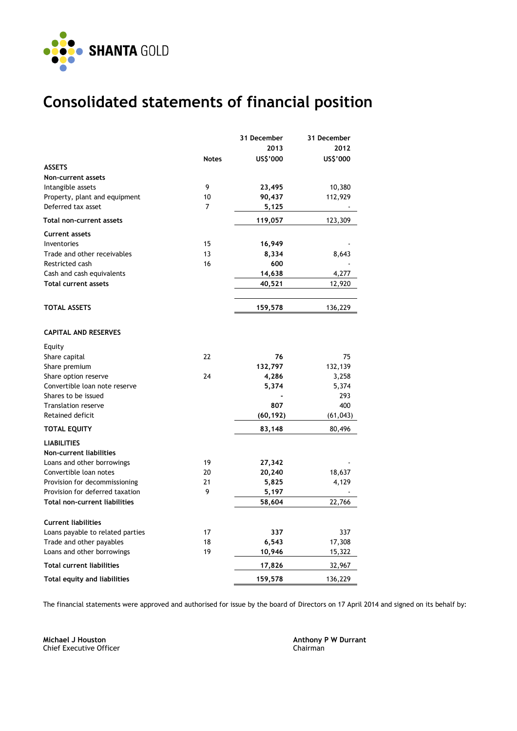# Consolidated statements of financial position

| | Notes | 31 December 2013 US$'000 | 31 December 2012 US$'000 |
|---|---|---|---|
| **ASSETS** | | | |
| **Non-current assets** | | | |
| Intangible assets | 9 | **23,495** | 10,380 |
| Property, plant and equipment | 10 | **90,437** | 112,929 |
| Deferred tax asset | 7 | **5,125** | - |
| **Total non-current assets** | | **119,057** | 123,309 |
| **Current assets** | | | |
| Inventories | 15 | **16,949** | - |
| Trade and other receivables | 13 | **8,334** | 8,643 |
| Restricted cash | 16 | **600** | - |
| Cash and cash equivalents | | **14,638** | 4,277 |
| **Total current assets** | | **40,521** | 12,920 |
| **TOTAL ASSETS** | | **159,578** | 136,229 |
| **CAPITAL AND RESERVES** | | | |
| Equity | | | |
| Share capital | 22 | **76** | 75 |
| Share premium | | **132,797** | 132,139 |
| Share option reserve | 24 | **4,286** | 3,258 |
| Convertible loan note reserve | | **5,374** | 5,374 |
| Shares to be issued | | **-** | 293 |
| Translation reserve | | **807** | 400 |
| Retained deficit | | **(60,192)** | (61,043) |
| **TOTAL EQUITY** | | **83,148** | 80,496 |
| **LIABILITIES** | | | |
| **Non-current liabilities** | | | |
| Loans and other borrowings | 19 | **27,342** | - |
| Convertible loan notes | 20 | **20,240** | 18,637 |
| Provision for decommissioning | 21 | **5,825** | 4,129 |
| Provision for deferred taxation | 9 | **5,197** | - |
| **Total non-current liabilities** | | **58,604** | 22,766 |
| **Current liabilities** | | | |
| Loans payable to related parties | 17 | **337** | 337 |
| Trade and other payables | 18 | **6,543** | 17,308 |
| Loans and other borrowings | 19 | **10,946** | 15,322 |
| **Total current liabilities** | | **17,826** | 32,967 |
| **Total equity and liabilities** | | **159,578** | 136,229 |

The financial statements were approved and authorised for issue by the board of Directors on 17 April 2014 and signed on its behalf by:

**Michael J Houston**
Chief Executive Officer

**Anthony P W Durrant**
Chairman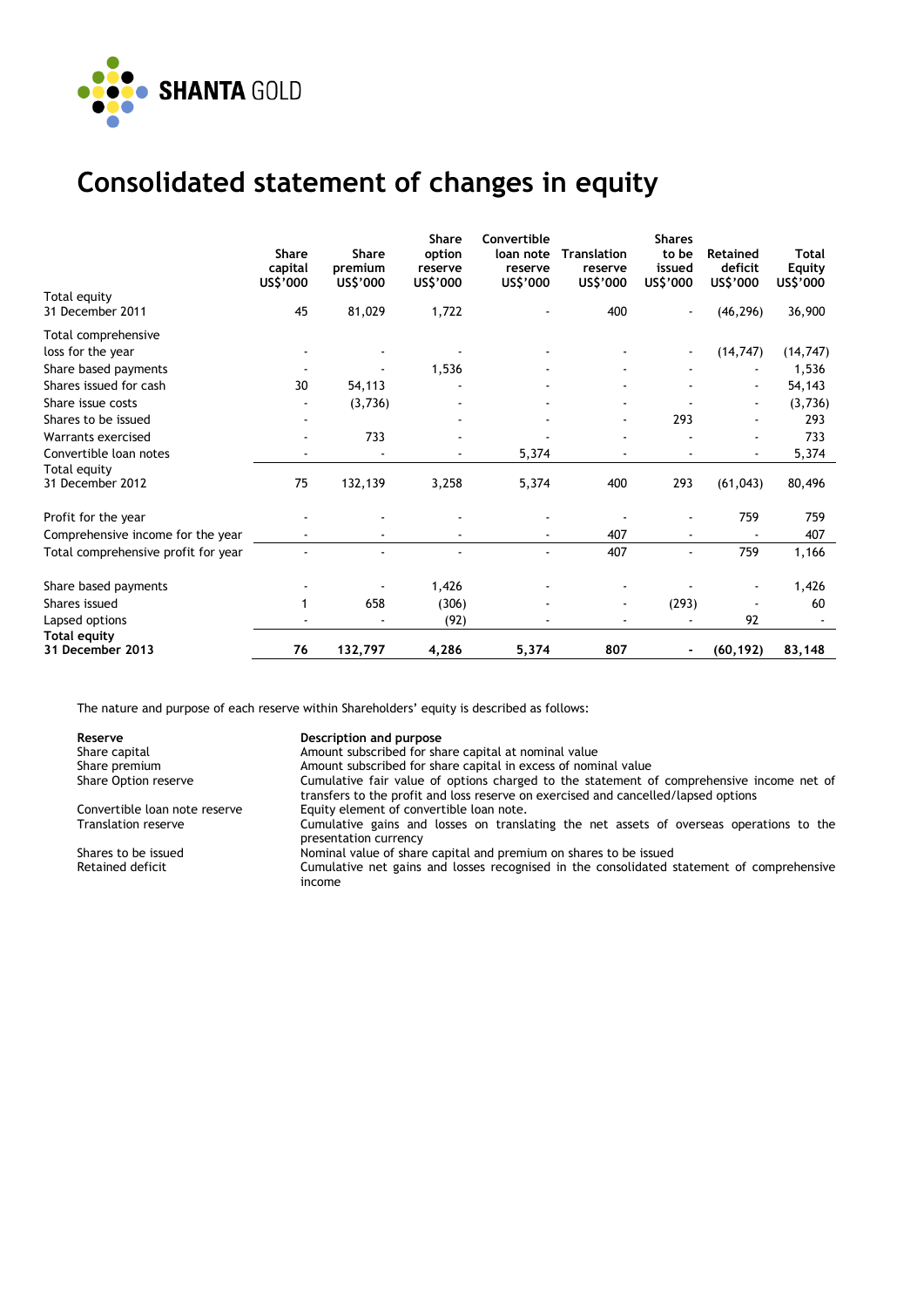# Consolidated statement of changes in equity

| | Share capital US$'000 | Share premium US$'000 | Share option reserve US$'000 | Convertible loan note reserve US$'000 | Translation reserve US$'000 | Shares to be issued US$'000 | Retained deficit US$'000 | Total Equity US$'000 |
|---|---|---|---|---|---|---|---|---|
| Total equity 31 December 2011 | 45 | 81,029 | 1,722 | - | 400 | - | (46,296) | 36,900 |
| Total comprehensive loss for the year | - | - | - | - | - | - | (14,747) | (14,747) |
| Share based payments | - | - | 1,536 | - | - | - | - | 1,536 |
| Shares issued for cash | 30 | 54,113 | - | - | - | - | - | 54,143 |
| Share issue costs | - | (3,736) | - | - | - | - | - | (3,736) |
| Shares to be issued | - | - | - | - | - | 293 | - | 293 |
| Warrants exercised | - | 733 | - | - | - | - | - | 733 |
| Convertible loan notes | - | - | - | 5,374 | - | - | - | 5,374 |
| Total equity 31 December 2012 | 75 | 132,139 | 3,258 | 5,374 | 400 | 293 | (61,043) | 80,496 |
| Profit for the year | - | - | - | - | - | - | 759 | 759 |
| Comprehensive income for the year | - | - | - | - | 407 | - | - | 407 |
| Total comprehensive profit for year | - | - | - | - | 407 | - | 759 | 1,166 |
| Share based payments | - | - | 1,426 | - | - | - | - | 1,426 |
| Shares issued | 1 | 658 | (306) | - | - | (293) | - | 60 |
| Lapsed options | - | - | (92) | - | - | - | 92 | - |
| **Total equity 31 December 2013** | **76** | **132,797** | **4,286** | **5,374** | **807** | **-** | **(60,192)** | **83,148** |

The nature and purpose of each reserve within Shareholders' equity is described as follows:

| **Reserve** | **Description and purpose** |
|---|---|
| Share capital | Amount subscribed for share capital at nominal value |
| Share premium | Amount subscribed for share capital in excess of nominal value |
| Share Option reserve | Cumulative fair value of options charged to the statement of comprehensive income net of transfers to the profit and loss reserve on exercised and cancelled/lapsed options |
| Convertible loan note reserve | Equity element of convertible loan note. |
| Translation reserve | Cumulative gains and losses on translating the net assets of overseas operations to the presentation currency |
| Shares to be issued | Nominal value of share capital and premium on shares to be issued |
| Retained deficit | Cumulative net gains and losses recognised in the consolidated statement of comprehensive income |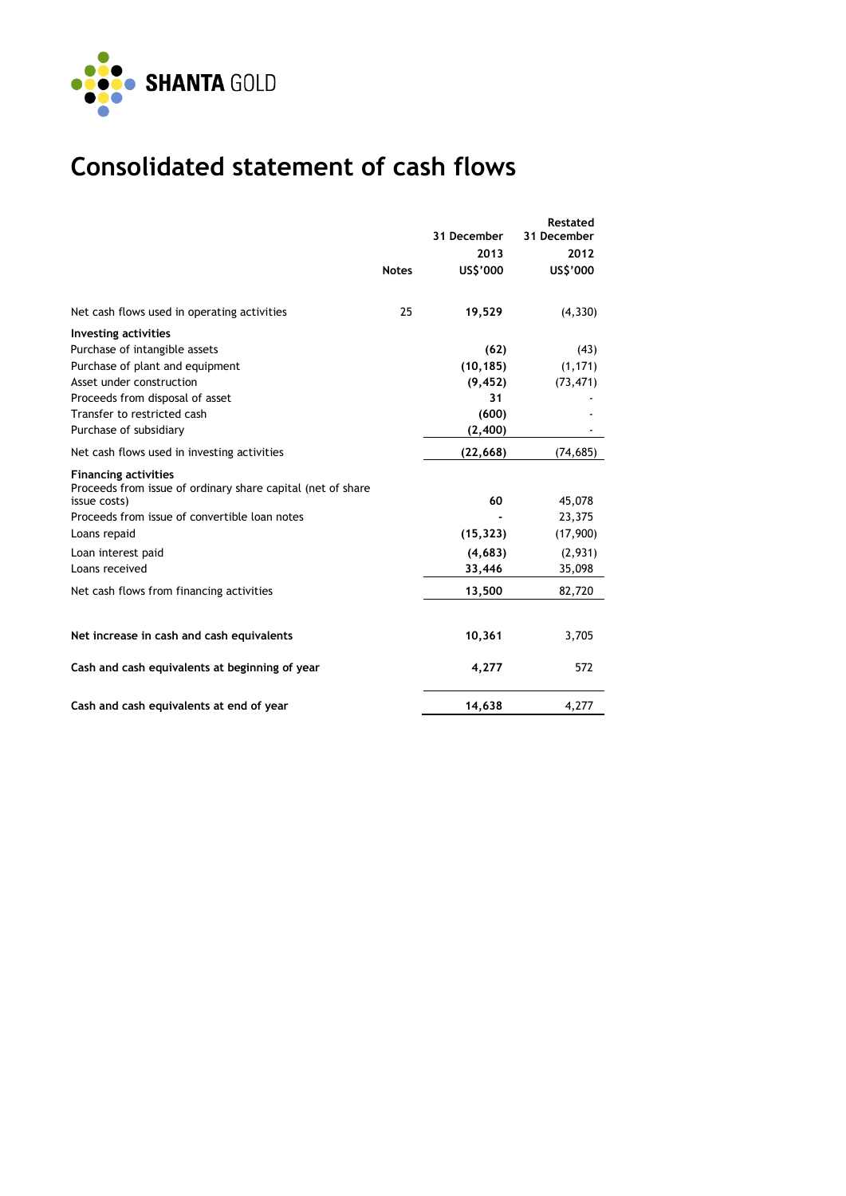# Consolidated statement of cash flows

| | Notes | 31 December 2013 US$'000 | Restated 31 December 2012 US$'000 |
|---|---|---|---|
| Net cash flows used in operating activities | 25 | **19,529** | (4,330) |
| **Investing activities** | | | |
| Purchase of intangible assets | | **(62)** | (43) |
| Purchase of plant and equipment | | **(10,185)** | (1,171) |
| Asset under construction | | **(9,452)** | (73,471) |
| Proceeds from disposal of asset | | **31** | - |
| Transfer to restricted cash | | **(600)** | - |
| Purchase of subsidiary | | **(2,400)** | - |
| Net cash flows used in investing activities | | **(22,668)** | (74,685) |
| **Financing activities** | | | |
| Proceeds from issue of ordinary share capital (net of share issue costs) | | **60** | 45,078 |
| Proceeds from issue of convertible loan notes | | **-** | 23,375 |
| Loans repaid | | **(15,323)** | (17,900) |
| Loan interest paid | | **(4,683)** | (2,931) |
| Loans received | | **33,446** | 35,098 |
| Net cash flows from financing activities | | **13,500** | 82,720 |
| **Net increase in cash and cash equivalents** | | **10,361** | 3,705 |
| **Cash and cash equivalents at beginning of year** | | **4,277** | 572 |
| **Cash and cash equivalents at end of year** | | **14,638** | 4,277 |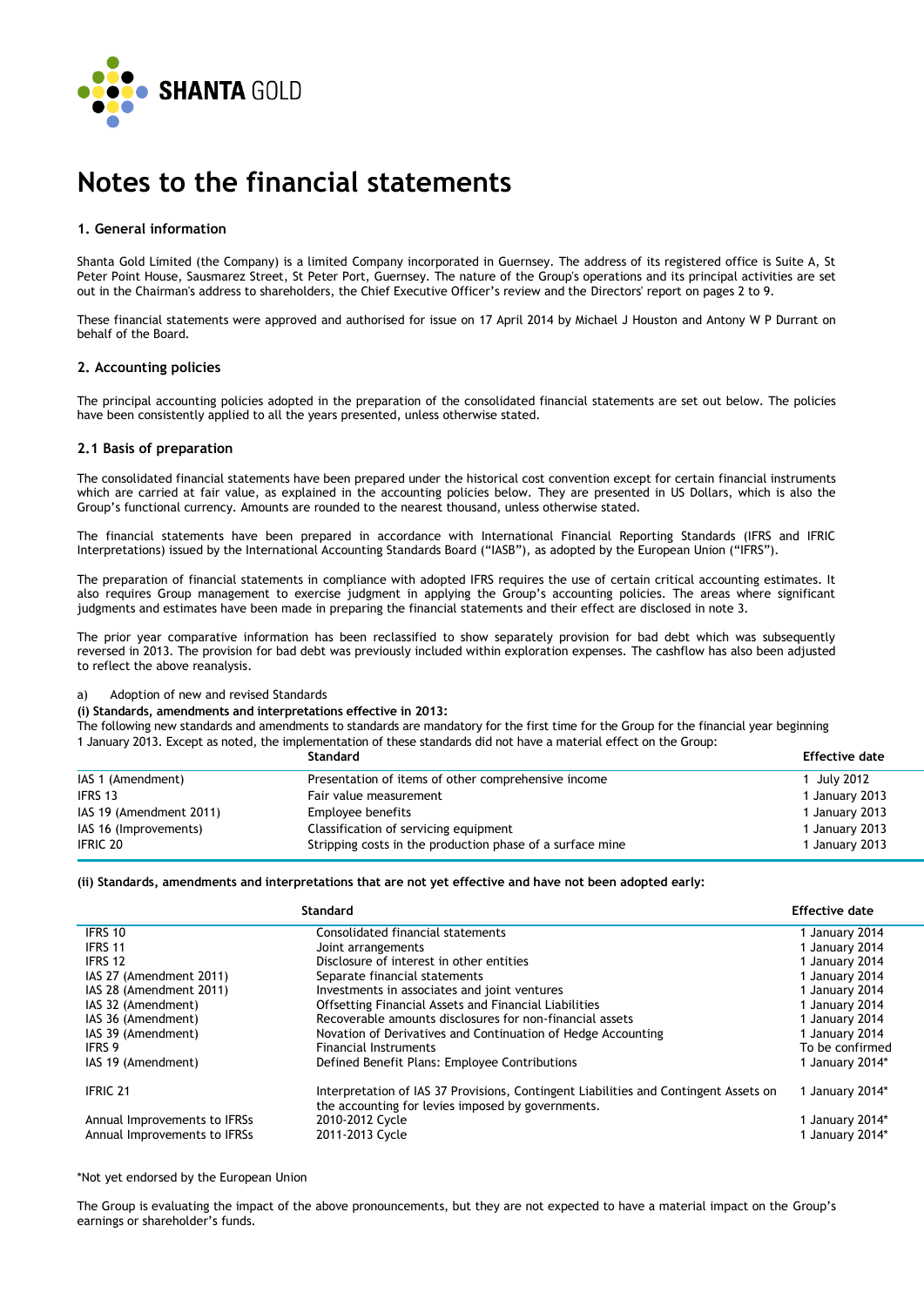# Notes to the financial statements

## 1. General information

Shanta Gold Limited (the Company) is a limited Company incorporated in Guernsey. The address of its registered office is Suite A, St Peter Point House, Sausmarez Street, St Peter Port, Guernsey. The nature of the Group's operations and its principal activities are set out in the Chairman's address to shareholders, the Chief Executive Officer's review and the Directors' report on pages 2 to 9.

These financial statements were approved and authorised for issue on 17 April 2014 by Michael J Houston and Antony W P Durrant on behalf of the Board.

## 2. Accounting policies

The principal accounting policies adopted in the preparation of the consolidated financial statements are set out below. The policies have been consistently applied to all the years presented, unless otherwise stated.

### 2.1 Basis of preparation

The consolidated financial statements have been prepared under the historical cost convention except for certain financial instruments which are carried at fair value, as explained in the accounting policies below. They are presented in US Dollars, which is also the Group's functional currency. Amounts are rounded to the nearest thousand, unless otherwise stated.

The financial statements have been prepared in accordance with International Financial Reporting Standards (IFRS and IFRIC Interpretations) issued by the International Accounting Standards Board ("IASB"), as adopted by the European Union ("IFRS").

The preparation of financial statements in compliance with adopted IFRS requires the use of certain critical accounting estimates. It also requires Group management to exercise judgment in applying the Group's accounting policies. The areas where significant judgments and estimates have been made in preparing the financial statements and their effect are disclosed in note 3.

The prior year comparative information has been reclassified to show separately provision for bad debt which was subsequently reversed in 2013. The provision for bad debt was previously included within exploration expenses. The cashflow has also been adjusted to reflect the above reanalysis.

a) Adoption of new and revised Standards

**(i) Standards, amendments and interpretations effective in 2013:**

The following new standards and amendments to standards are mandatory for the first time for the Group for the financial year beginning 1 January 2013. Except as noted, the implementation of these standards did not have a material effect on the Group:

| | Standard | Effective date |
|---|---|---|
| IAS 1 (Amendment) | Presentation of items of other comprehensive income | 1 July 2012 |
| IFRS 13 | Fair value measurement | 1 January 2013 |
| IAS 19 (Amendment 2011) | Employee benefits | 1 January 2013 |
| IAS 16 (Improvements) | Classification of servicing equipment | 1 January 2013 |
| IFRIC 20 | Stripping costs in the production phase of a surface mine | 1 January 2013 |

**(ii) Standards, amendments and interpretations that are not yet effective and have not been adopted early:**

| | Standard | Effective date |
|---|---|---|
| IFRS 10 | Consolidated financial statements | 1 January 2014 |
| IFRS 11 | Joint arrangements | 1 January 2014 |
| IFRS 12 | Disclosure of interest in other entities | 1 January 2014 |
| IAS 27 (Amendment 2011) | Separate financial statements | 1 January 2014 |
| IAS 28 (Amendment 2011) | Investments in associates and joint ventures | 1 January 2014 |
| IAS 32 (Amendment) | Offsetting Financial Assets and Financial Liabilities | 1 January 2014 |
| IAS 36 (Amendment) | Recoverable amounts disclosures for non-financial assets | 1 January 2014 |
| IAS 39 (Amendment) | Novation of Derivatives and Continuation of Hedge Accounting | 1 January 2014 |
| IFRS 9 | Financial Instruments | To be confirmed |
| IAS 19 (Amendment) | Defined Benefit Plans: Employee Contributions | 1 January 2014* |
| IFRIC 21 | Interpretation of IAS 37 Provisions, Contingent Liabilities and Contingent Assets on the accounting for levies imposed by governments. | 1 January 2014* |
| Annual Improvements to IFRSs | 2010-2012 Cycle | 1 January 2014* |
| Annual Improvements to IFRSs | 2011-2013 Cycle | 1 January 2014* |

*Not yet endorsed by the European Union

The Group is evaluating the impact of the above pronouncements, but they are not expected to have a material impact on the Group's earnings or shareholder's funds.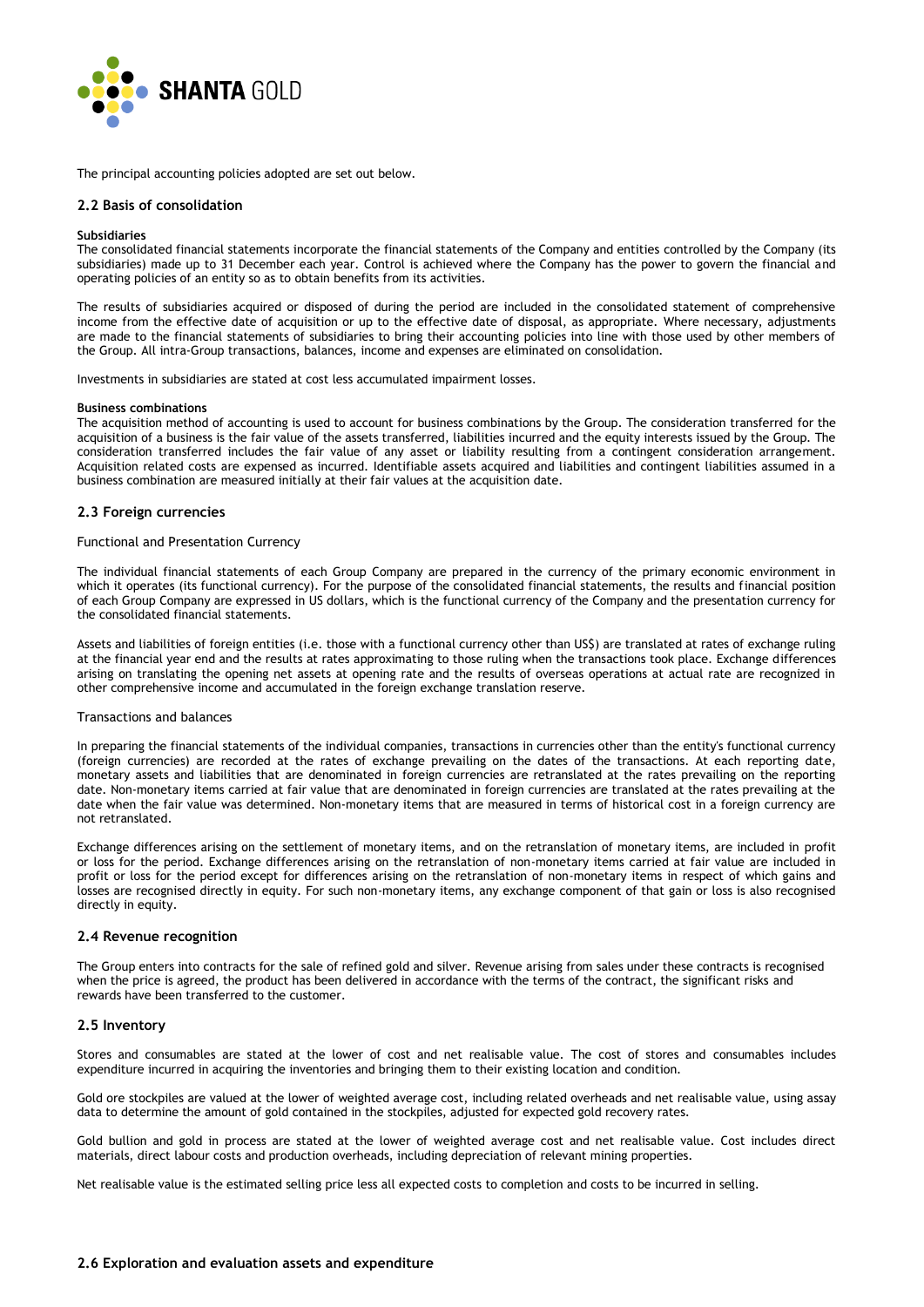The principal accounting policies adopted are set out below.

### 2.2 Basis of consolidation

**Subsidiaries**

The consolidated financial statements incorporate the financial statements of the Company and entities controlled by the Company (its subsidiaries) made up to 31 December each year. Control is achieved where the Company has the power to govern the financial and operating policies of an entity so as to obtain benefits from its activities.

The results of subsidiaries acquired or disposed of during the period are included in the consolidated statement of comprehensive income from the effective date of acquisition or up to the effective date of disposal, as appropriate. Where necessary, adjustments are made to the financial statements of subsidiaries to bring their accounting policies into line with those used by other members of the Group. All intra-Group transactions, balances, income and expenses are eliminated on consolidation.

Investments in subsidiaries are stated at cost less accumulated impairment losses.

**Business combinations**

The acquisition method of accounting is used to account for business combinations by the Group. The consideration transferred for the acquisition of a business is the fair value of the assets transferred, liabilities incurred and the equity interests issued by the Group. The consideration transferred includes the fair value of any asset or liability resulting from a contingent consideration arrangement. Acquisition related costs are expensed as incurred. Identifiable assets acquired and liabilities and contingent liabilities assumed in a business combination are measured initially at their fair values at the acquisition date.

### 2.3 Foreign currencies

Functional and Presentation Currency

The individual financial statements of each Group Company are prepared in the currency of the primary economic environment in which it operates (its functional currency). For the purpose of the consolidated financial statements, the results and financial position of each Group Company are expressed in US dollars, which is the functional currency of the Company and the presentation currency for the consolidated financial statements.

Assets and liabilities of foreign entities (i.e. those with a functional currency other than US$) are translated at rates of exchange ruling at the financial year end and the results at rates approximating to those ruling when the transactions took place. Exchange differences arising on translating the opening net assets at opening rate and the results of overseas operations at actual rate are recognized in other comprehensive income and accumulated in the foreign exchange translation reserve.

Transactions and balances

In preparing the financial statements of the individual companies, transactions in currencies other than the entity's functional currency (foreign currencies) are recorded at the rates of exchange prevailing on the dates of the transactions. At each reporting date, monetary assets and liabilities that are denominated in foreign currencies are retranslated at the rates prevailing on the reporting date. Non-monetary items carried at fair value that are denominated in foreign currencies are translated at the rates prevailing at the date when the fair value was determined. Non-monetary items that are measured in terms of historical cost in a foreign currency are not retranslated.

Exchange differences arising on the settlement of monetary items, and on the retranslation of monetary items, are included in profit or loss for the period. Exchange differences arising on the retranslation of non-monetary items carried at fair value are included in profit or loss for the period except for differences arising on the retranslation of non-monetary items in respect of which gains and losses are recognised directly in equity. For such non-monetary items, any exchange component of that gain or loss is also recognised directly in equity.

### 2.4 Revenue recognition

The Group enters into contracts for the sale of refined gold and silver. Revenue arising from sales under these contracts is recognised when the price is agreed, the product has been delivered in accordance with the terms of the contract, the significant risks and rewards have been transferred to the customer.

### 2.5 Inventory

Stores and consumables are stated at the lower of cost and net realisable value. The cost of stores and consumables includes expenditure incurred in acquiring the inventories and bringing them to their existing location and condition.

Gold ore stockpiles are valued at the lower of weighted average cost, including related overheads and net realisable value, using assay data to determine the amount of gold contained in the stockpiles, adjusted for expected gold recovery rates.

Gold bullion and gold in process are stated at the lower of weighted average cost and net realisable value. Cost includes direct materials, direct labour costs and production overheads, including depreciation of relevant mining properties.

Net realisable value is the estimated selling price less all expected costs to completion and costs to be incurred in selling.

### 2.6 Exploration and evaluation assets and expenditure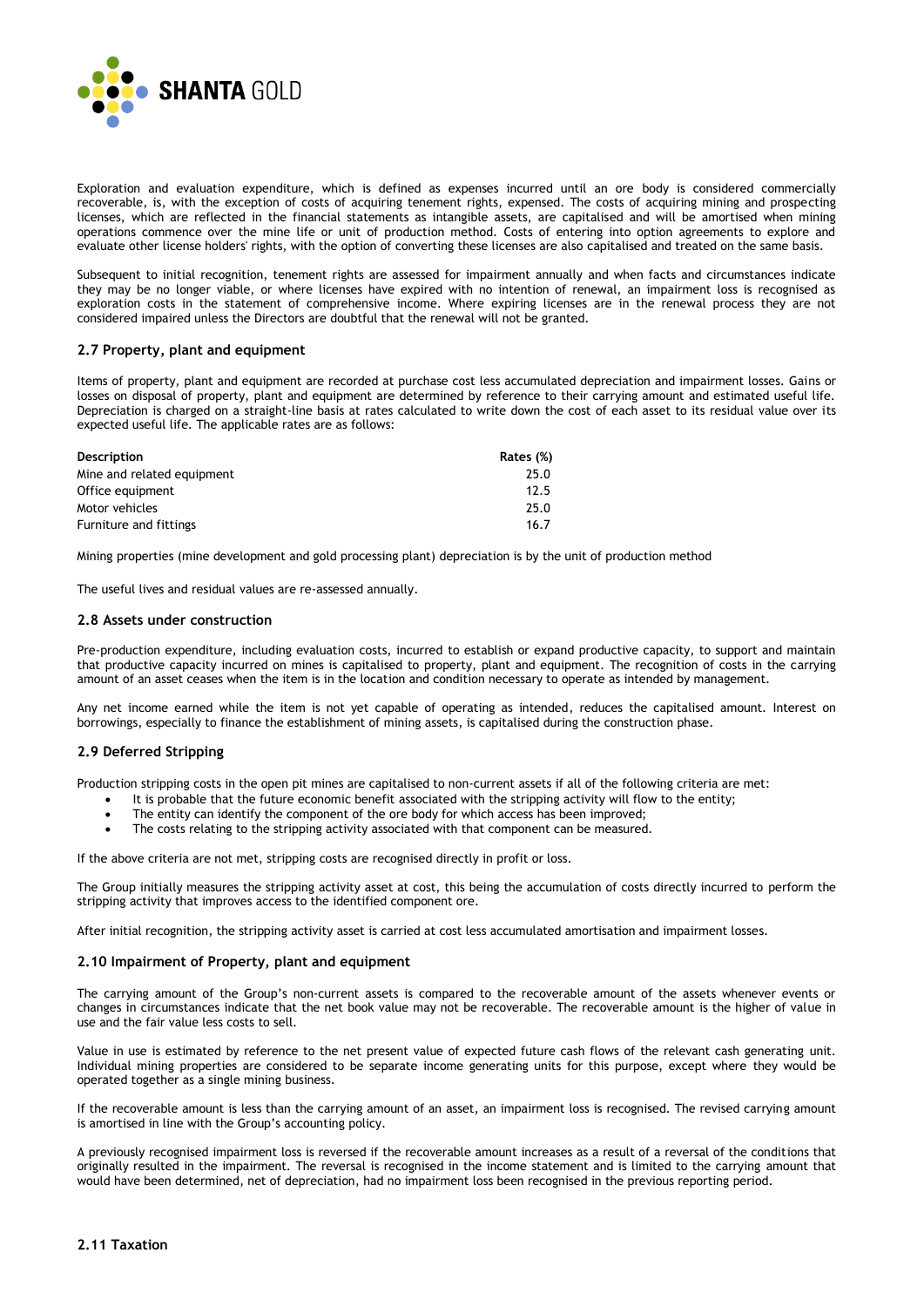Exploration and evaluation expenditure, which is defined as expenses incurred until an ore body is considered commercially recoverable, is, with the exception of costs of acquiring tenement rights, expensed. The costs of acquiring mining and prospecting licenses, which are reflected in the financial statements as intangible assets, are capitalised and will be amortised when mining operations commence over the mine life or unit of production method. Costs of entering into option agreements to explore and evaluate other license holders' rights, with the option of converting these licenses are also capitalised and treated on the same basis.

Subsequent to initial recognition, tenement rights are assessed for impairment annually and when facts and circumstances indicate they may be no longer viable, or where licenses have expired with no intention of renewal, an impairment loss is recognised as exploration costs in the statement of comprehensive income. Where expiring licenses are in the renewal process they are not considered impaired unless the Directors are doubtful that the renewal will not be granted.

### 2.7 Property, plant and equipment

Items of property, plant and equipment are recorded at purchase cost less accumulated depreciation and impairment losses. Gains or losses on disposal of property, plant and equipment are determined by reference to their carrying amount and estimated useful life. Depreciation is charged on a straight-line basis at rates calculated to write down the cost of each asset to its residual value over its expected useful life. The applicable rates are as follows:

| Description | Rates (%) |
|---|---|
| Mine and related equipment | 25.0 |
| Office equipment | 12.5 |
| Motor vehicles | 25.0 |
| Furniture and fittings | 16.7 |

Mining properties (mine development and gold processing plant) depreciation is by the unit of production method

The useful lives and residual values are re-assessed annually.

### 2.8 Assets under construction

Pre-production expenditure, including evaluation costs, incurred to establish or expand productive capacity, to support and maintain that productive capacity incurred on mines is capitalised to property, plant and equipment. The recognition of costs in the carrying amount of an asset ceases when the item is in the location and condition necessary to operate as intended by management.

Any net income earned while the item is not yet capable of operating as intended, reduces the capitalised amount. Interest on borrowings, especially to finance the establishment of mining assets, is capitalised during the construction phase.

### 2.9 Deferred Stripping

Production stripping costs in the open pit mines are capitalised to non-current assets if all of the following criteria are met:

- It is probable that the future economic benefit associated with the stripping activity will flow to the entity;
- The entity can identify the component of the ore body for which access has been improved;
- The costs relating to the stripping activity associated with that component can be measured.

If the above criteria are not met, stripping costs are recognised directly in profit or loss.

The Group initially measures the stripping activity asset at cost, this being the accumulation of costs directly incurred to perform the stripping activity that improves access to the identified component ore.

After initial recognition, the stripping activity asset is carried at cost less accumulated amortisation and impairment losses.

### 2.10 Impairment of Property, plant and equipment

The carrying amount of the Group's non-current assets is compared to the recoverable amount of the assets whenever events or changes in circumstances indicate that the net book value may not be recoverable. The recoverable amount is the higher of value in use and the fair value less costs to sell.

Value in use is estimated by reference to the net present value of expected future cash flows of the relevant cash generating unit. Individual mining properties are considered to be separate income generating units for this purpose, except where they would be operated together as a single mining business.

If the recoverable amount is less than the carrying amount of an asset, an impairment loss is recognised. The revised carrying amount is amortised in line with the Group's accounting policy.

A previously recognised impairment loss is reversed if the recoverable amount increases as a result of a reversal of the conditions that originally resulted in the impairment. The reversal is recognised in the income statement and is limited to the carrying amount that would have been determined, net of depreciation, had no impairment loss been recognised in the previous reporting period.

### 2.11 Taxation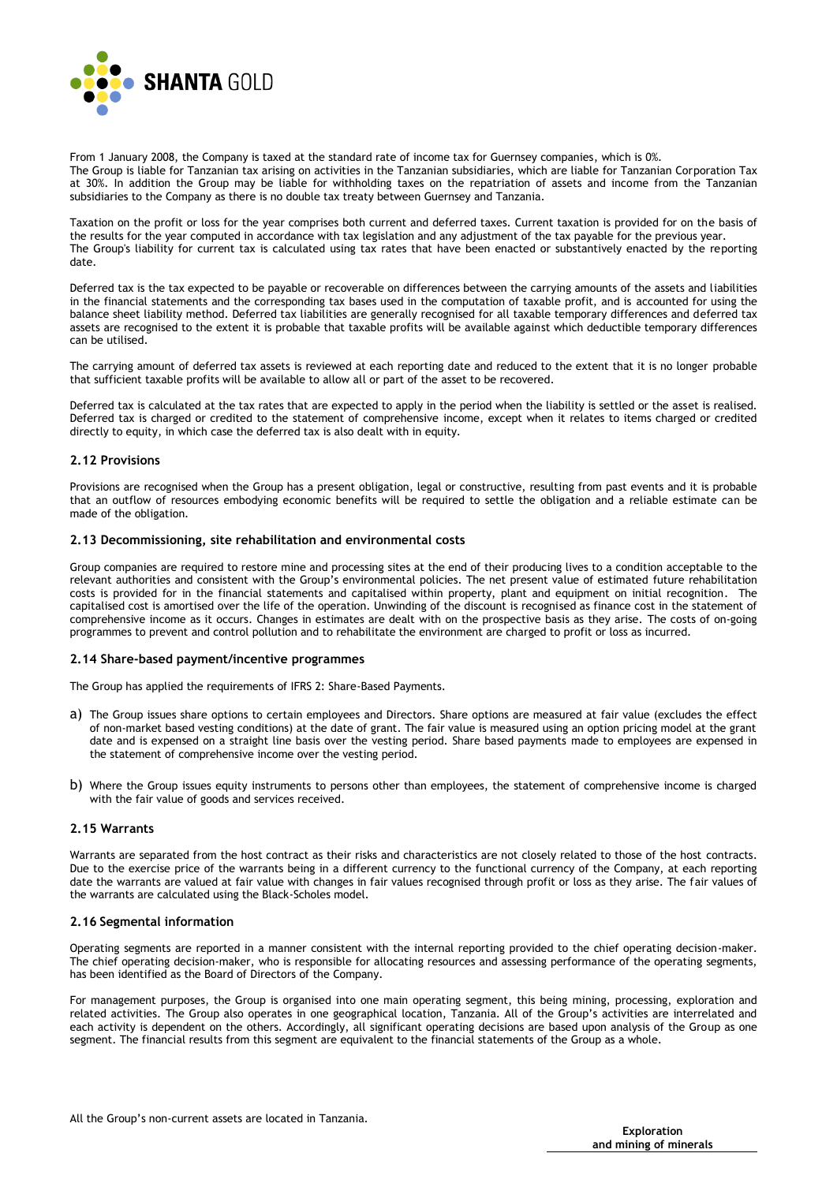From 1 January 2008, the Company is taxed at the standard rate of income tax for Guernsey companies, which is 0%.
The Group is liable for Tanzanian tax arising on activities in the Tanzanian subsidiaries, which are liable for Tanzanian Corporation Tax at 30%. In addition the Group may be liable for withholding taxes on the repatriation of assets and income from the Tanzanian subsidiaries to the Company as there is no double tax treaty between Guernsey and Tanzania.

Taxation on the profit or loss for the year comprises both current and deferred taxes. Current taxation is provided for on the basis of the results for the year computed in accordance with tax legislation and any adjustment of the tax payable for the previous year.
The Group's liability for current tax is calculated using tax rates that have been enacted or substantively enacted by the reporting date.

Deferred tax is the tax expected to be payable or recoverable on differences between the carrying amounts of the assets and liabilities in the financial statements and the corresponding tax bases used in the computation of taxable profit, and is accounted for using the balance sheet liability method. Deferred tax liabilities are generally recognised for all taxable temporary differences and deferred tax assets are recognised to the extent it is probable that taxable profits will be available against which deductible temporary differences can be utilised.

The carrying amount of deferred tax assets is reviewed at each reporting date and reduced to the extent that it is no longer probable that sufficient taxable profits will be available to allow all or part of the asset to be recovered.

Deferred tax is calculated at the tax rates that are expected to apply in the period when the liability is settled or the asset is realised. Deferred tax is charged or credited to the statement of comprehensive income, except when it relates to items charged or credited directly to equity, in which case the deferred tax is also dealt with in equity.

### 2.12 Provisions

Provisions are recognised when the Group has a present obligation, legal or constructive, resulting from past events and it is probable that an outflow of resources embodying economic benefits will be required to settle the obligation and a reliable estimate can be made of the obligation.

### 2.13 Decommissioning, site rehabilitation and environmental costs

Group companies are required to restore mine and processing sites at the end of their producing lives to a condition acceptable to the relevant authorities and consistent with the Group's environmental policies. The net present value of estimated future rehabilitation costs is provided for in the financial statements and capitalised within property, plant and equipment on initial recognition. The capitalised cost is amortised over the life of the operation. Unwinding of the discount is recognised as finance cost in the statement of comprehensive income as it occurs. Changes in estimates are dealt with on the prospective basis as they arise. The costs of on-going programmes to prevent and control pollution and to rehabilitate the environment are charged to profit or loss as incurred.

### 2.14 Share-based payment/incentive programmes

The Group has applied the requirements of IFRS 2: Share-Based Payments.

a) The Group issues share options to certain employees and Directors. Share options are measured at fair value (excludes the effect of non-market based vesting conditions) at the date of grant. The fair value is measured using an option pricing model at the grant date and is expensed on a straight line basis over the vesting period. Share based payments made to employees are expensed in the statement of comprehensive income over the vesting period.

b) Where the Group issues equity instruments to persons other than employees, the statement of comprehensive income is charged with the fair value of goods and services received.

### 2.15 Warrants

Warrants are separated from the host contract as their risks and characteristics are not closely related to those of the host contracts. Due to the exercise price of the warrants being in a different currency to the functional currency of the Company, at each reporting date the warrants are valued at fair value with changes in fair values recognised through profit or loss as they arise. The fair values of the warrants are calculated using the Black-Scholes model.

### 2.16 Segmental information

Operating segments are reported in a manner consistent with the internal reporting provided to the chief operating decision-maker. The chief operating decision-maker, who is responsible for allocating resources and assessing performance of the operating segments, has been identified as the Board of Directors of the Company.

For management purposes, the Group is organised into one main operating segment, this being mining, processing, exploration and related activities. The Group also operates in one geographical location, Tanzania. All of the Group's activities are interrelated and each activity is dependent on the others. Accordingly, all significant operating decisions are based upon analysis of the Group as one segment. The financial results from this segment are equivalent to the financial statements of the Group as a whole.

All the Group's non-current assets are located in Tanzania.

| | Exploration and mining of minerals |
|---|---|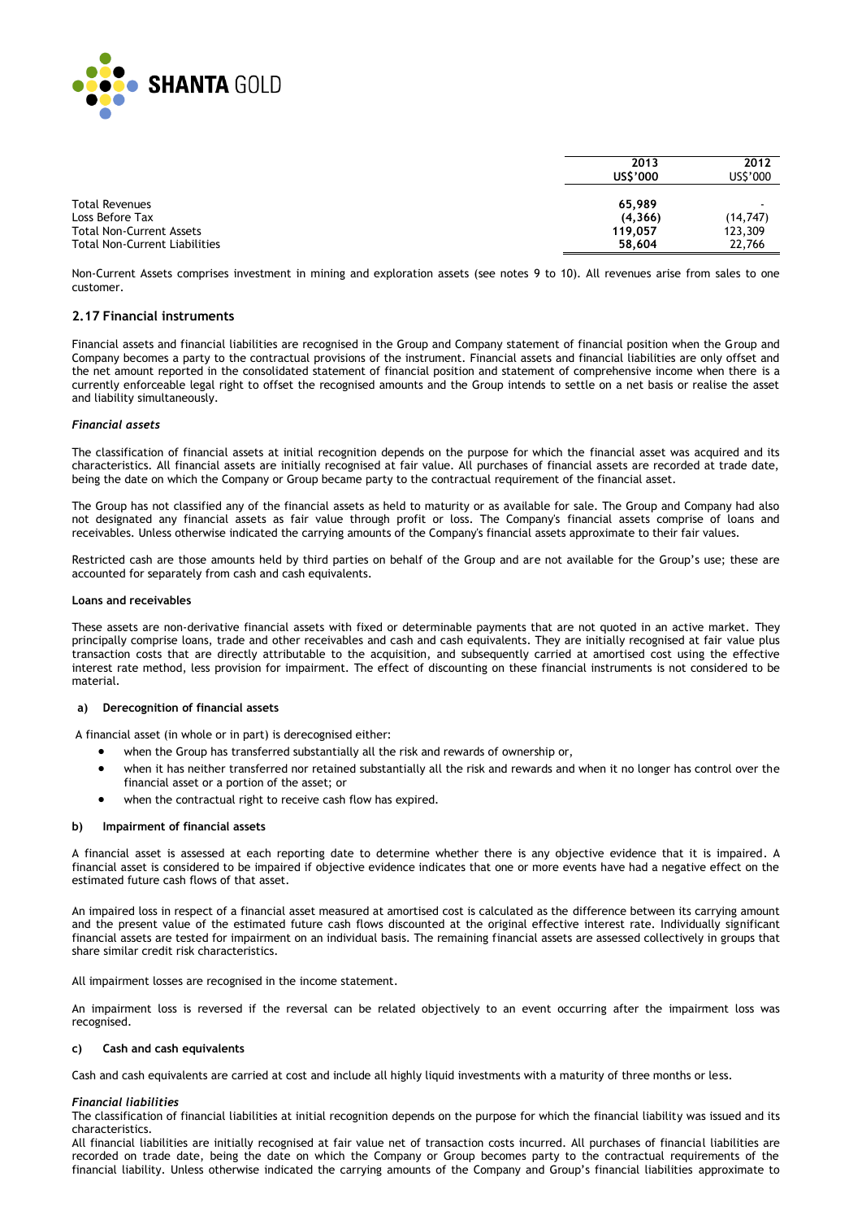| | 2013 US$'000 | 2012 US$'000 |
|---|---|---|
| Total Revenues | **65,989** | - |
| Loss Before Tax | **(4,366)** | (14,747) |
| Total Non-Current Assets | **119,057** | 123,309 |
| Total Non-Current Liabilities | **58,604** | 22,766 |

Non-Current Assets comprises investment in mining and exploration assets (see notes 9 to 10). All revenues arise from sales to one customer.

### 2.17 Financial instruments

Financial assets and financial liabilities are recognised in the Group and Company statement of financial position when the Group and Company becomes a party to the contractual provisions of the instrument. Financial assets and financial liabilities are only offset and the net amount reported in the consolidated statement of financial position and statement of comprehensive income when there is a currently enforceable legal right to offset the recognised amounts and the Group intends to settle on a net basis or realise the asset and liability simultaneously.

*Financial assets*

The classification of financial assets at initial recognition depends on the purpose for which the financial asset was acquired and its characteristics. All financial assets are initially recognised at fair value. All purchases of financial assets are recorded at trade date, being the date on which the Company or Group became party to the contractual requirement of the financial asset.

The Group has not classified any of the financial assets as held to maturity or as available for sale. The Group and Company had also not designated any financial assets as fair value through profit or loss. The Company's financial assets comprise of loans and receivables. Unless otherwise indicated the carrying amounts of the Company's financial assets approximate to their fair values.

Restricted cash are those amounts held by third parties on behalf of the Group and are not available for the Group's use; these are accounted for separately from cash and cash equivalents.

**Loans and receivables**

These assets are non-derivative financial assets with fixed or determinable payments that are not quoted in an active market. They principally comprise loans, trade and other receivables and cash and cash equivalents. They are initially recognised at fair value plus transaction costs that are directly attributable to the acquisition, and subsequently carried at amortised cost using the effective interest rate method, less provision for impairment. The effect of discounting on these financial instruments is not considered to be material.

**a) Derecognition of financial assets**

A financial asset (in whole or in part) is derecognised either:

- when the Group has transferred substantially all the risk and rewards of ownership or,
- when it has neither transferred nor retained substantially all the risk and rewards and when it no longer has control over the financial asset or a portion of the asset; or
- when the contractual right to receive cash flow has expired.

**b) Impairment of financial assets**

A financial asset is assessed at each reporting date to determine whether there is any objective evidence that it is impaired. A financial asset is considered to be impaired if objective evidence indicates that one or more events have had a negative effect on the estimated future cash flows of that asset.

An impaired loss in respect of a financial asset measured at amortised cost is calculated as the difference between its carrying amount and the present value of the estimated future cash flows discounted at the original effective interest rate. Individually significant financial assets are tested for impairment on an individual basis. The remaining financial assets are assessed collectively in groups that share similar credit risk characteristics.

All impairment losses are recognised in the income statement.

An impairment loss is reversed if the reversal can be related objectively to an event occurring after the impairment loss was recognised.

**c) Cash and cash equivalents**

Cash and cash equivalents are carried at cost and include all highly liquid investments with a maturity of three months or less.

*Financial liabilities*

The classification of financial liabilities at initial recognition depends on the purpose for which the financial liability was issued and its characteristics.

All financial liabilities are initially recognised at fair value net of transaction costs incurred. All purchases of financial liabilities are recorded on trade date, being the date on which the Company or Group becomes party to the contractual requirements of the financial liability. Unless otherwise indicated the carrying amounts of the Company and Group's financial liabilities approximate to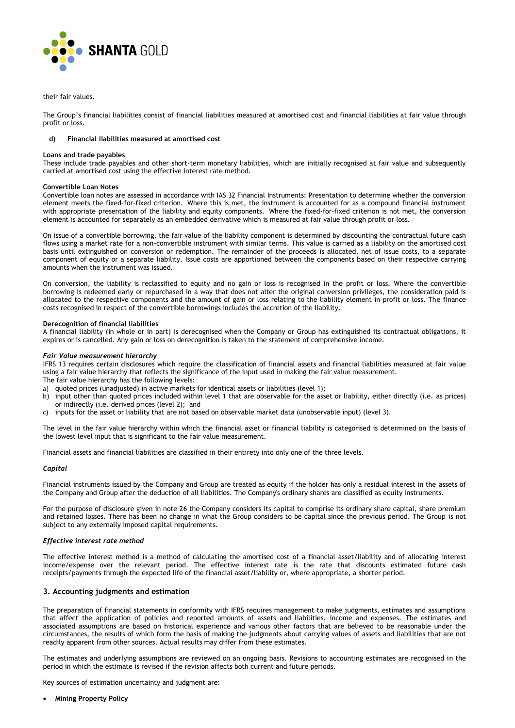their fair values.

The Group's financial liabilities consist of financial liabilities measured at amortised cost and financial liabilities at fair value through profit or loss.

**d) Financial liabilities measured at amortised cost**

**Loans and trade payables**
These include trade payables and other short-term monetary liabilities, which are initially recognised at fair value and subsequently carried at amortised cost using the effective interest rate method.

**Convertible Loan Notes**
Convertible loan notes are assessed in accordance with IAS 32 Financial Instruments: Presentation to determine whether the conversion element meets the fixed-for-fixed criterion. Where this is met, the instrument is accounted for as a compound financial instrument with appropriate presentation of the liability and equity components. Where the fixed-for-fixed criterion is not met, the conversion element is accounted for separately as an embedded derivative which is measured at fair value through profit or loss.

On issue of a convertible borrowing, the fair value of the liability component is determined by discounting the contractual future cash flows using a market rate for a non-convertible instrument with similar terms. This value is carried as a liability on the amortised cost basis until extinguished on conversion or redemption. The remainder of the proceeds is allocated, net of issue costs, to a separate component of equity or a separate liability. Issue costs are apportioned between the components based on their respective carrying amounts when the instrument was issued.

On conversion, the liability is reclassified to equity and no gain or loss is recognised in the profit or loss. Where the convertible borrowing is redeemed early or repurchased in a way that does not alter the original conversion privileges, the consideration paid is allocated to the respective components and the amount of gain or loss relating to the liability element in profit or loss. The finance costs recognised in respect of the convertible borrowings includes the accretion of the liability.

**Derecognition of financial liabilities**
A financial liability (in whole or in part) is derecognised when the Company or Group has extinguished its contractual obligations, it expires or is cancelled. Any gain or loss on derecognition is taken to the statement of comprehensive income.

***Fair Value measurement hierarchy***
IFRS 13 requires certain disclosures which require the classification of financial assets and financial liabilities measured at fair value using a fair value hierarchy that reflects the significance of the input used in making the fair value measurement.
The fair value hierarchy has the following levels:

a) quoted prices (unadjusted) in active markets for identical assets or liabilities (level 1);
b) input other than quoted prices included within level 1 that are observable for the asset or liability, either directly (i.e. as prices) or indirectly (i.e. derived prices (level 2); and
c) inputs for the asset or liability that are not based on observable market data (unobservable input) (level 3).

The level in the fair value hierarchy within which the financial asset or financial liability is categorised is determined on the basis of the lowest level input that is significant to the fair value measurement.

Financial assets and financial liabilities are classified in their entirety into only one of the three levels.

***Capital***

Financial instruments issued by the Company and Group are treated as equity if the holder has only a residual interest in the assets of the Company and Group after the deduction of all liabilities. The Company's ordinary shares are classified as equity instruments.

For the purpose of disclosure given in note 26 the Company considers its capital to comprise its ordinary share capital, share premium and retained losses. There has been no change in what the Group considers to be capital since the previous period. The Group is not subject to any externally imposed capital requirements.

***Effective interest rate method***

The effective interest method is a method of calculating the amortised cost of a financial asset/liability and of allocating interest income/expense over the relevant period. The effective interest rate is the rate that discounts estimated future cash receipts/payments through the expected life of the financial asset/liability or, where appropriate, a shorter period.

## 3. Accounting judgments and estimation

The preparation of financial statements in conformity with IFRS requires management to make judgments, estimates and assumptions that affect the application of policies and reported amounts of assets and liabilities, income and expenses. The estimates and associated assumptions are based on historical experience and various other factors that are believed to be reasonable under the circumstances, the results of which form the basis of making the judgments about carrying values of assets and liabilities that are not readily apparent from other sources. Actual results may differ from these estimates.

The estimates and underlying assumptions are reviewed on an ongoing basis. Revisions to accounting estimates are recognised in the period in which the estimate is revised if the revision affects both current and future periods.

Key sources of estimation uncertainty and judgment are:

- **Mining Property Policy**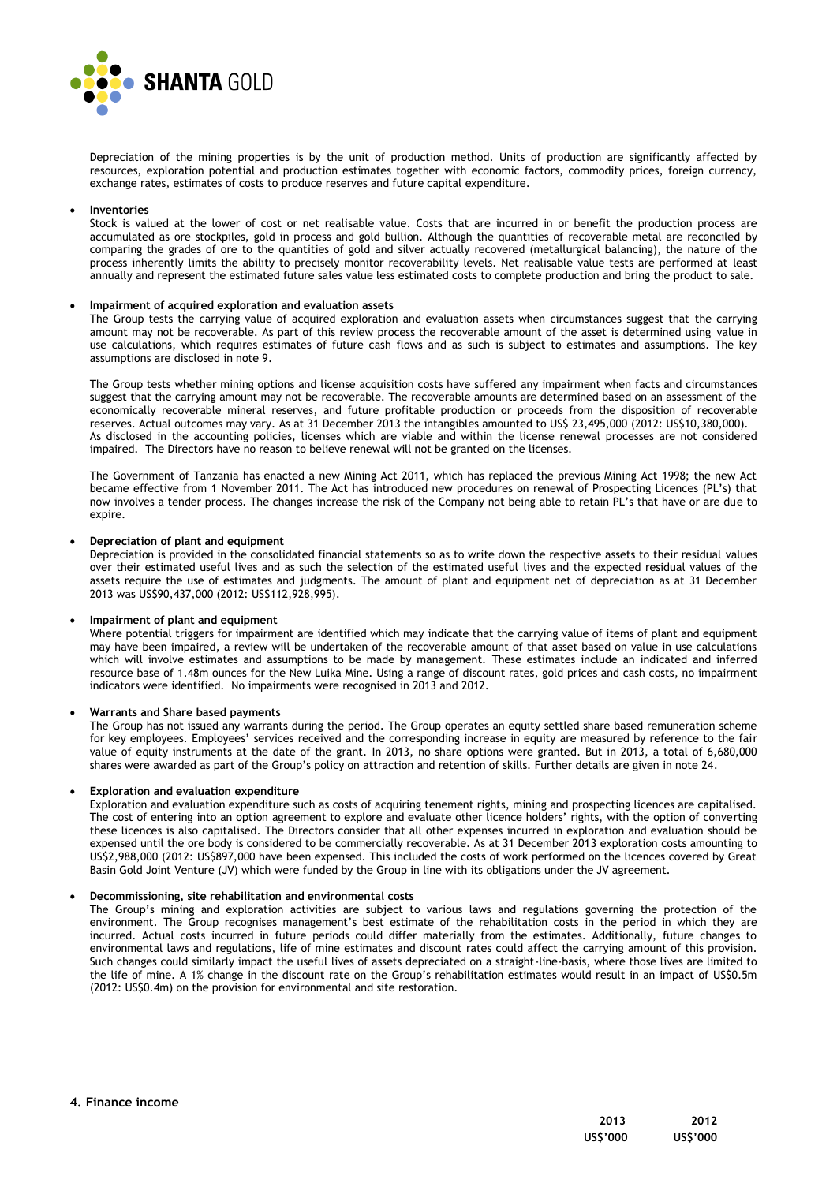Depreciation of the mining properties is by the unit of production method. Units of production are significantly affected by resources, exploration potential and production estimates together with economic factors, commodity prices, foreign currency, exchange rates, estimates of costs to produce reserves and future capital expenditure.

- **Inventories**
  Stock is valued at the lower of cost or net realisable value. Costs that are incurred in or benefit the production process are accumulated as ore stockpiles, gold in process and gold bullion. Although the quantities of recoverable metal are reconciled by comparing the grades of ore to the quantities of gold and silver actually recovered (metallurgical balancing), the nature of the process inherently limits the ability to precisely monitor recoverability levels. Net realisable value tests are performed at least annually and represent the estimated future sales value less estimated costs to complete production and bring the product to sale.

- **Impairment of acquired exploration and evaluation assets**
  The Group tests the carrying value of acquired exploration and evaluation assets when circumstances suggest that the carrying amount may not be recoverable. As part of this review process the recoverable amount of the asset is determined using value in use calculations, which requires estimates of future cash flows and as such is subject to estimates and assumptions. The key assumptions are disclosed in note 9.

  The Group tests whether mining options and license acquisition costs have suffered any impairment when facts and circumstances suggest that the carrying amount may not be recoverable. The recoverable amounts are determined based on an assessment of the economically recoverable mineral reserves, and future profitable production or proceeds from the disposition of recoverable reserves. Actual outcomes may vary. As at 31 December 2013 the intangibles amounted to US$ 23,495,000 (2012: US$10,380,000). As disclosed in the accounting policies, licenses which are viable and within the license renewal processes are not considered impaired. The Directors have no reason to believe renewal will not be granted on the licenses.

  The Government of Tanzania has enacted a new Mining Act 2011, which has replaced the previous Mining Act 1998; the new Act became effective from 1 November 2011. The Act has introduced new procedures on renewal of Prospecting Licences (PL's) that now involves a tender process. The changes increase the risk of the Company not being able to retain PL's that have or are due to expire.

- **Depreciation of plant and equipment**
  Depreciation is provided in the consolidated financial statements so as to write down the respective assets to their residual values over their estimated useful lives and as such the selection of the estimated useful lives and the expected residual values of the assets require the use of estimates and judgments. The amount of plant and equipment net of depreciation as at 31 December 2013 was US$90,437,000 (2012: US$112,928,995).

- **Impairment of plant and equipment**
  Where potential triggers for impairment are identified which may indicate that the carrying value of items of plant and equipment may have been impaired, a review will be undertaken of the recoverable amount of that asset based on value in use calculations which will involve estimates and assumptions to be made by management. These estimates include an indicated and inferred resource base of 1.48m ounces for the New Luika Mine. Using a range of discount rates, gold prices and cash costs, no impairment indicators were identified. No impairments were recognised in 2013 and 2012.

- **Warrants and Share based payments**
  The Group has not issued any warrants during the period. The Group operates an equity settled share based remuneration scheme for key employees. Employees' services received and the corresponding increase in equity are measured by reference to the fair value of equity instruments at the date of the grant. In 2013, no share options were granted. But in 2013, a total of 6,680,000 shares were awarded as part of the Group's policy on attraction and retention of skills. Further details are given in note 24.

- **Exploration and evaluation expenditure**
  Exploration and evaluation expenditure such as costs of acquiring tenement rights, mining and prospecting licences are capitalised. The cost of entering into an option agreement to explore and evaluate other licence holders' rights, with the option of converting these licences is also capitalised. The Directors consider that all other expenses incurred in exploration and evaluation should be expensed until the ore body is considered to be commercially recoverable. As at 31 December 2013 exploration costs amounting to US$2,988,000 (2012: US$897,000 have been expensed. This included the costs of work performed on the licences covered by Great Basin Gold Joint Venture (JV) which were funded by the Group in line with its obligations under the JV agreement.

- **Decommissioning, site rehabilitation and environmental costs**
  The Group's mining and exploration activities are subject to various laws and regulations governing the protection of the environment. The Group recognises management's best estimate of the rehabilitation costs in the period in which they are incurred. Actual costs incurred in future periods could differ materially from the estimates. Additionally, future changes to environmental laws and regulations, life of mine estimates and discount rates could affect the carrying amount of this provision. Such changes could similarly impact the useful lives of assets depreciated on a straight-line-basis, where those lives are limited to the life of mine. A 1% change in the discount rate on the Group's rehabilitation estimates would result in an impact of US$0.5m (2012: US$0.4m) on the provision for environmental and site restoration.

## 4. Finance income

| | 2013 | 2012 |
|---|---|---|
| | US$'000 | US$'000 |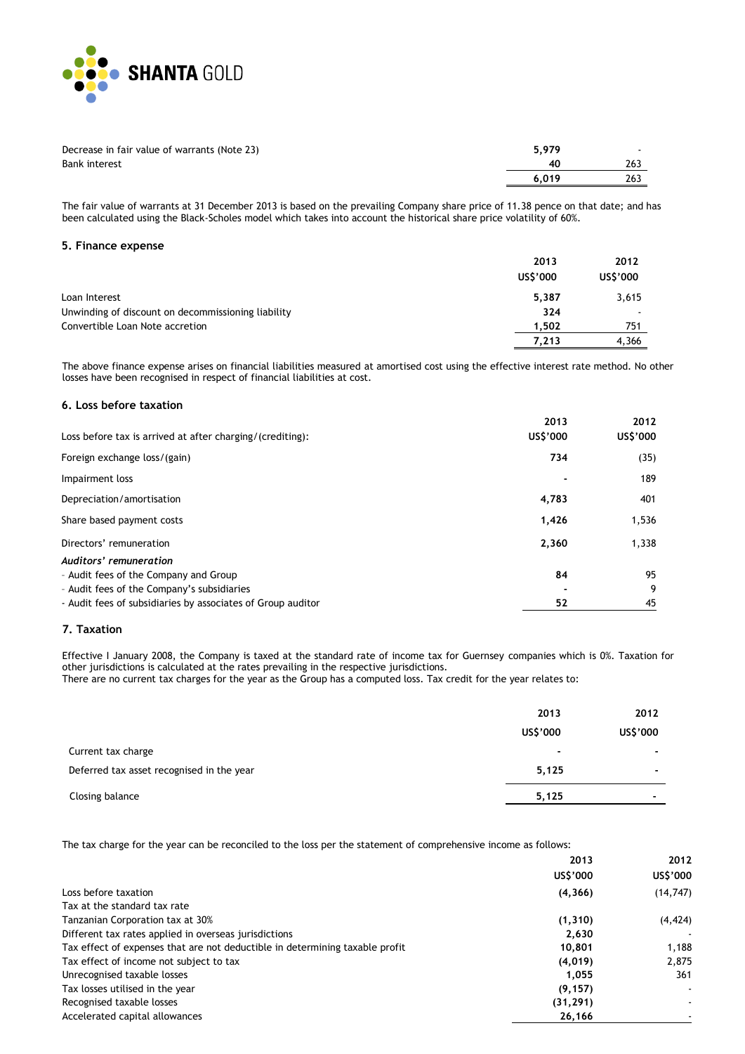| | | |
|---|---|---|
| Decrease in fair value of warrants (Note 23) | **5,979** | - |
| Bank interest | **40** | 263 |
| | **6,019** | 263 |

The fair value of warrants at 31 December 2013 is based on the prevailing Company share price of 11.38 pence on that date; and has been calculated using the Black-Scholes model which takes into account the historical share price volatility of 60%.

### 5. Finance expense

| | 2013 US$'000 | 2012 US$'000 |
|---|---|---|
| Loan Interest | **5,387** | 3,615 |
| Unwinding of discount on decommissioning liability | **324** | - |
| Convertible Loan Note accretion | **1,502** | 751 |
| | **7,213** | 4,366 |

The above finance expense arises on financial liabilities measured at amortised cost using the effective interest rate method. No other losses have been recognised in respect of financial liabilities at cost.

### 6. Loss before taxation

| Loss before tax is arrived at after charging/(crediting): | 2013 US$'000 | 2012 US$'000 |
|---|---|---|
| Foreign exchange loss/(gain) | **734** | (35) |
| Impairment loss | **-** | 189 |
| Depreciation/amortisation | **4,783** | 401 |
| Share based payment costs | **1,426** | 1,536 |
| Directors' remuneration | **2,360** | 1,338 |
| ***Auditors' remuneration*** | | |
| - Audit fees of the Company and Group | **84** | 95 |
| - Audit fees of the Company's subsidiaries | **-** | 9 |
| - Audit fees of subsidiaries by associates of Group auditor | **52** | 45 |

### 7. Taxation

Effective I January 2008, the Company is taxed at the standard rate of income tax for Guernsey companies which is 0%. Taxation for other jurisdictions is calculated at the rates prevailing in the respective jurisdictions.
There are no current tax charges for the year as the Group has a computed loss. Tax credit for the year relates to:

| | 2013 US$'000 | 2012 US$'000 |
|---|---|---|
| Current tax charge | **-** | - |
| Deferred tax asset recognised in the year | **5,125** | - |
| Closing balance | **5,125** | - |

The tax charge for the year can be reconciled to the loss per the statement of comprehensive income as follows:

| | 2013 US$'000 | 2012 US$'000 |
|---|---|---|
| Loss before taxation | **(4,366)** | (14,747) |
| Tax at the standard tax rate | | |
| Tanzanian Corporation tax at 30% | **(1,310)** | (4,424) |
| Different tax rates applied in overseas jurisdictions | **2,630** | - |
| Tax effect of expenses that are not deductible in determining taxable profit | **10,801** | 1,188 |
| Tax effect of income not subject to tax | **(4,019)** | 2,875 |
| Unrecognised taxable losses | **1,055** | 361 |
| Tax losses utilised in the year | **(9,157)** | - |
| Recognised taxable losses | **(31,291)** | - |
| Accelerated capital allowances | **26,166** | - |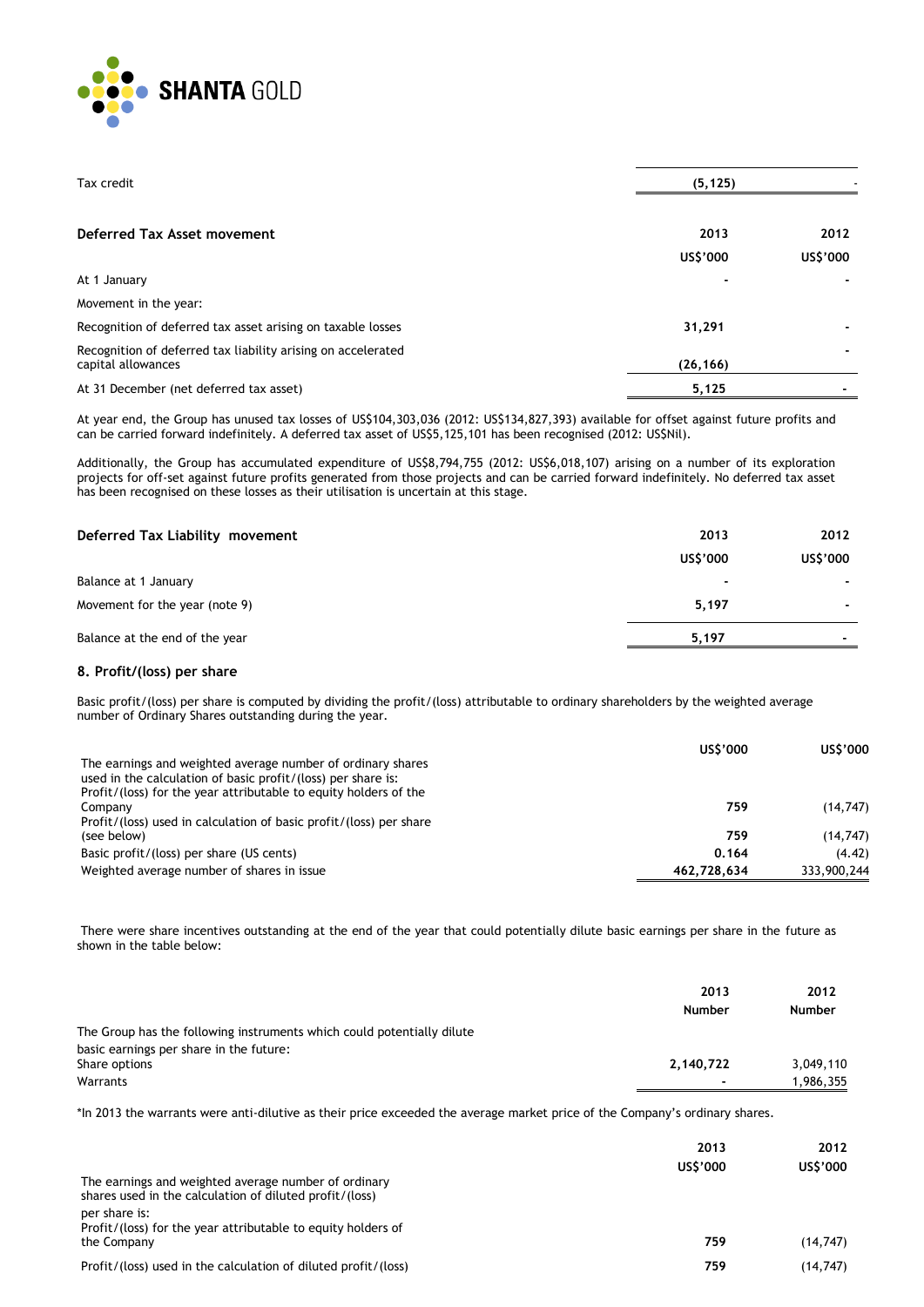| | | |
|---|---|---|
| Tax credit | (5,125) | - |

| Deferred Tax Asset movement | 2013 | 2012 |
|---|---|---|
| | US$'000 | US$'000 |
| At 1 January | - | - |
| Movement in the year: | | |
| Recognition of deferred tax asset arising on taxable losses | 31,291 | - |
| Recognition of deferred tax liability arising on accelerated capital allowances | (26,166) | - |
| At 31 December (net deferred tax asset) | 5,125 | - |

At year end, the Group has unused tax losses of US$104,303,036 (2012: US$134,827,393) available for offset against future profits and can be carried forward indefinitely. A deferred tax asset of US$5,125,101 has been recognised (2012: US$Nil).

Additionally, the Group has accumulated expenditure of US$8,794,755 (2012: US$6,018,107) arising on a number of its exploration projects for off-set against future profits generated from those projects and can be carried forward indefinitely. No deferred tax asset has been recognised on these losses as their utilisation is uncertain at this stage.

| Deferred Tax Liability movement | 2013 | 2012 |
|---|---|---|
| | US$'000 | US$'000 |
| Balance at 1 January | - | - |
| Movement for the year (note 9) | 5,197 | - |
| Balance at the end of the year | 5,197 | - |

## 8. Profit/(loss) per share

Basic profit/(loss) per share is computed by dividing the profit/(loss) attributable to ordinary shareholders by the weighted average number of Ordinary Shares outstanding during the year.

| | US$'000 | US$'000 |
|---|---|---|
| The earnings and weighted average number of ordinary shares used in the calculation of basic profit/(loss) per share is: | | |
| Profit/(loss) for the year attributable to equity holders of the Company | 759 | (14,747) |
| Profit/(loss) used in calculation of basic profit/(loss) per share (see below) | 759 | (14,747) |
| Basic profit/(loss) per share (US cents) | 0.164 | (4.42) |
| Weighted average number of shares in issue | 462,728,634 | 333,900,244 |

There were share incentives outstanding at the end of the year that could potentially dilute basic earnings per share in the future as shown in the table below:

| | 2013 | 2012 |
|---|---|---|
| | Number | Number |
| The Group has the following instruments which could potentially dilute basic earnings per share in the future: | | |
| Share options | 2,140,722 | 3,049,110 |
| Warrants | - | 1,986,355 |

*In 2013 the warrants were anti-dilutive as their price exceeded the average market price of the Company's ordinary shares.

| | 2013 | 2012 |
|---|---|---|
| | US$'000 | US$'000 |
| The earnings and weighted average number of ordinary shares used in the calculation of diluted profit/(loss) per share is: | | |
| Profit/(loss) for the year attributable to equity holders of the Company | 759 | (14,747) |
| Profit/(loss) used in the calculation of diluted profit/(loss) | 759 | (14,747) |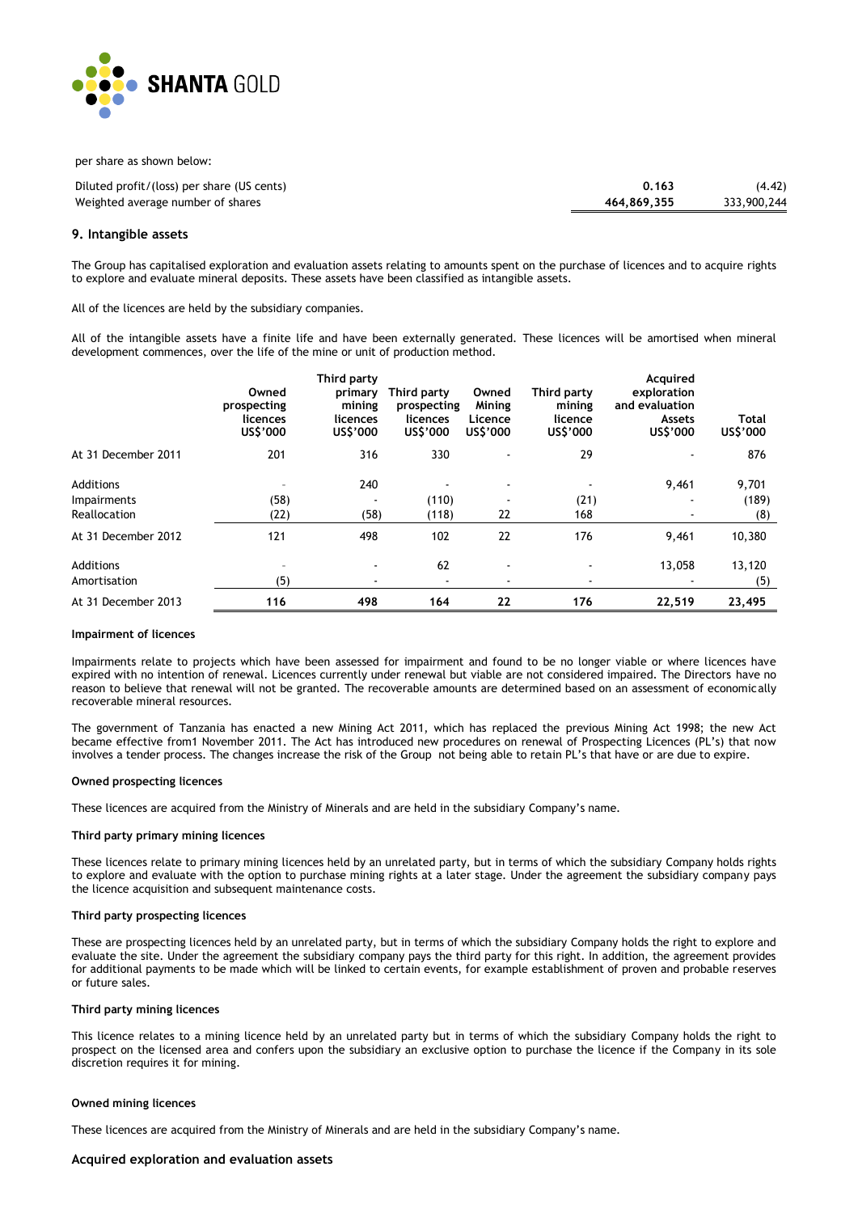per share as shown below:

| | | |
|---|---|---|
| Diluted profit/(loss) per share (US cents) | **0.163** | (4.42) |
| Weighted average number of shares | **464,869,355** | 333,900,244 |

## 9. Intangible assets

The Group has capitalised exploration and evaluation assets relating to amounts spent on the purchase of licences and to acquire rights to explore and evaluate mineral deposits. These assets have been classified as intangible assets.

All of the licences are held by the subsidiary companies.

All of the intangible assets have a finite life and have been externally generated. These licences will be amortised when mineral development commences, over the life of the mine or unit of production method.

| | Owned prospecting licences US$'000 | Third party primary mining licences US$'000 | Third party prospecting licences US$'000 | Owned Mining Licence US$'000 | Third party mining licence US$'000 | Acquired exploration and evaluation Assets US$'000 | Total US$'000 |
|---|---|---|---|---|---|---|---|
| At 31 December 2011 | 201 | 316 | 330 | - | 29 | - | 876 |
| Additions | - | 240 | - | - | - | 9,461 | 9,701 |
| Impairments | (58) | - | (110) | - | (21) | - | (189) |
| Reallocation | (22) | (58) | (118) | 22 | 168 | - | (8) |
| At 31 December 2012 | 121 | 498 | 102 | 22 | 176 | 9,461 | 10,380 |
| Additions | - | - | 62 | - | - | 13,058 | 13,120 |
| Amortisation | (5) | - | - | - | - | - | (5) |
| At 31 December 2013 | **116** | **498** | **164** | **22** | **176** | **22,519** | **23,495** |

#### Impairment of licences

Impairments relate to projects which have been assessed for impairment and found to be no longer viable or where licences have expired with no intention of renewal. Licences currently under renewal but viable are not considered impaired. The Directors have no reason to believe that renewal will not be granted. The recoverable amounts are determined based on an assessment of economically recoverable mineral resources.

The government of Tanzania has enacted a new Mining Act 2011, which has replaced the previous Mining Act 1998; the new Act became effective from1 November 2011. The Act has introduced new procedures on renewal of Prospecting Licences (PL's) that now involves a tender process. The changes increase the risk of the Group not being able to retain PL's that have or are due to expire.

#### Owned prospecting licences

These licences are acquired from the Ministry of Minerals and are held in the subsidiary Company's name.

#### Third party primary mining licences

These licences relate to primary mining licences held by an unrelated party, but in terms of which the subsidiary Company holds rights to explore and evaluate with the option to purchase mining rights at a later stage. Under the agreement the subsidiary company pays the licence acquisition and subsequent maintenance costs.

#### Third party prospecting licences

These are prospecting licences held by an unrelated party, but in terms of which the subsidiary Company holds the right to explore and evaluate the site. Under the agreement the subsidiary company pays the third party for this right. In addition, the agreement provides for additional payments to be made which will be linked to certain events, for example establishment of proven and probable reserves or future sales.

#### Third party mining licences

This licence relates to a mining licence held by an unrelated party but in terms of which the subsidiary Company holds the right to prospect on the licensed area and confers upon the subsidiary an exclusive option to purchase the licence if the Company in its sole discretion requires it for mining.

#### Owned mining licences

These licences are acquired from the Ministry of Minerals and are held in the subsidiary Company's name.

#### Acquired exploration and evaluation assets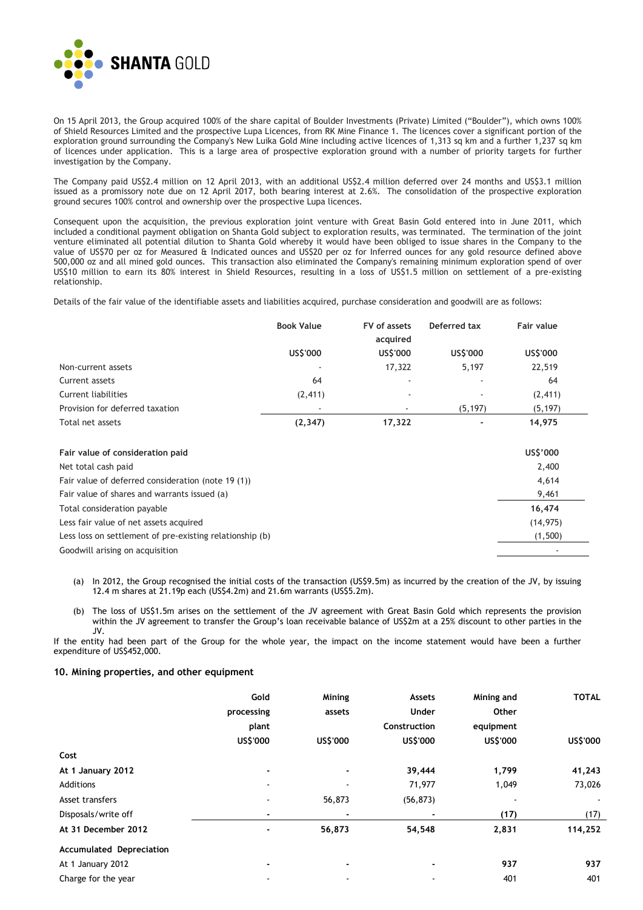On 15 April 2013, the Group acquired 100% of the share capital of Boulder Investments (Private) Limited ("Boulder"), which owns 100% of Shield Resources Limited and the prospective Lupa Licences, from RK Mine Finance 1. The licences cover a significant portion of the exploration ground surrounding the Company's New Luika Gold Mine including active licences of 1,313 sq km and a further 1,237 sq km of licences under application. This is a large area of prospective exploration ground with a number of priority targets for further investigation by the Company.

The Company paid US$2.4 million on 12 April 2013, with an additional US$2.4 million deferred over 24 months and US$3.1 million issued as a promissory note due on 12 April 2017, both bearing interest at 2.6%. The consolidation of the prospective exploration ground secures 100% control and ownership over the prospective Lupa licences.

Consequent upon the acquisition, the previous exploration joint venture with Great Basin Gold entered into in June 2011, which included a conditional payment obligation on Shanta Gold subject to exploration results, was terminated. The termination of the joint venture eliminated all potential dilution to Shanta Gold whereby it would have been obliged to issue shares in the Company to the value of US$70 per oz for Measured & Indicated ounces and US$20 per oz for Inferred ounces for any gold resource defined above 500,000 oz and all mined gold ounces. This transaction also eliminated the Company's remaining minimum exploration spend of over US$10 million to earn its 80% interest in Shield Resources, resulting in a loss of US$1.5 million on settlement of a pre-existing relationship.

Details of the fair value of the identifiable assets and liabilities acquired, purchase consideration and goodwill are as follows:

| | Book Value | FV of assets acquired | Deferred tax | Fair value |
|---|---|---|---|---|
| | US$'000 | US$'000 | US$'000 | US$'000 |
| Non-current assets | - | 17,322 | 5,197 | 22,519 |
| Current assets | 64 | - | - | 64 |
| Current liabilities | (2,411) | - | - | (2,411) |
| Provision for deferred taxation | - | - | (5,197) | (5,197) |
| Total net assets | **(2,347)** | **17,322** | **-** | **14,975** |

| **Fair value of consideration paid** | **US$'000** |
|---|---|
| Net total cash paid | 2,400 |
| Fair value of deferred consideration (note 19 (1)) | 4,614 |
| Fair value of shares and warrants issued (a) | 9,461 |
| Total consideration payable | **16,474** |
| Less fair value of net assets acquired | (14,975) |
| Less loss on settlement of pre-existing relationship (b) | (1,500) |
| Goodwill arising on acquisition | - |

(a) In 2012, the Group recognised the initial costs of the transaction (US$9.5m) as incurred by the creation of the JV, by issuing 12.4 m shares at 21.19p each (US$4.2m) and 21.6m warrants (US$5.2m).

(b) The loss of US$1.5m arises on the settlement of the JV agreement with Great Basin Gold which represents the provision within the JV agreement to transfer the Group's loan receivable balance of US$2m at a 25% discount to other parties in the JV.

If the entity had been part of the Group for the whole year, the impact on the income statement would have been a further expenditure of US$452,000.

### 10. Mining properties, and other equipment

| | Gold processing plant | Mining assets | Assets Under Construction | Mining and Other equipment | TOTAL |
|---|---|---|---|---|---|
| | US$'000 | US$'000 | US$'000 | US$'000 | US$'000 |
| **Cost** | | | | | |
| **At 1 January 2012** | - | - | **39,444** | **1,799** | **41,243** |
| Additions | - | - | 71,977 | 1,049 | 73,026 |
| Asset transfers | - | 56,873 | (56,873) | - | - |
| Disposals/write off | - | - | - | **(17)** | (17) |
| **At 31 December 2012** | - | **56,873** | **54,548** | **2,831** | **114,252** |
| **Accumulated Depreciation** | | | | | |
| At 1 January 2012 | - | - | - | **937** | **937** |
| Charge for the year | - | - | - | 401 | 401 |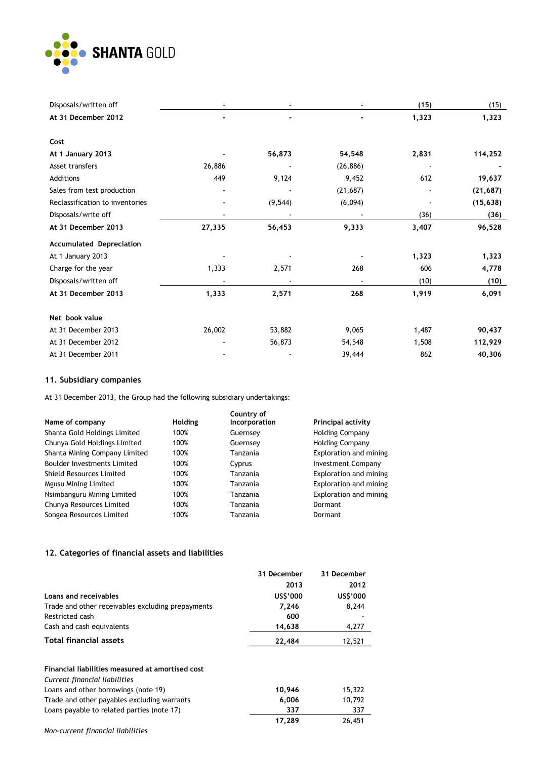| | | | | | |
|---|---|---|---|---|---|
| Disposals/written off | - | - | - | **(15)** | (15) |
| **At 31 December 2012** | **-** | **-** | **-** | **1,323** | **1,323** |
| | | | | | |
| **Cost** | | | | | |
| **At 1 January 2013** | **-** | **56,873** | **54,548** | **2,831** | **114,252** |
| Asset transfers | 26,886 | - | (26,886) | - | **-** |
| Additions | 449 | 9,124 | 9,452 | 612 | **19,637** |
| Sales from test production | - | - | (21,687) | - | **(21,687)** |
| Reclassification to inventories | - | (9,544) | (6,094) | - | **(15,638)** |
| Disposals/write off | - | - | - | (36) | **(36)** |
| **At 31 December 2013** | **27,335** | **56,453** | **9,333** | **3,407** | **96,528** |
| **Accumulated Depreciation** | | | | | |
| At 1 January 2013 | - | - | - | **1,323** | **1,323** |
| Charge for the year | 1,333 | 2,571 | 268 | 606 | **4,778** |
| Disposals/written off | - | - | - | (10) | **(10)** |
| **At 31 December 2013** | **1,333** | **2,571** | **268** | **1,919** | **6,091** |
| | | | | | |
| **Net book value** | | | | | |
| At 31 December 2013 | 26,002 | 53,882 | 9,065 | 1,487 | **90,437** |
| At 31 December 2012 | - | 56,873 | 54,548 | 1,508 | **112,929** |
| At 31 December 2011 | - | - | 39,444 | 862 | **40,306** |

## 11. Subsidiary companies

At 31 December 2013, the Group had the following subsidiary undertakings:

| Name of company | Holding | Country of Incorporation | Principal activity |
|---|---|---|---|
| Shanta Gold Holdings Limited | 100% | Guernsey | Holding Company |
| Chunya Gold Holdings Limited | 100% | Guernsey | Holding Company |
| Shanta Mining Company Limited | 100% | Tanzania | Exploration and mining |
| Boulder Investments Limited | 100% | Cyprus | Investment Company |
| Shield Resources Limited | 100% | Tanzania | Exploration and mining |
| Mgusu Mining Limited | 100% | Tanzania | Exploration and mining |
| Nsimbanguru Mining Limited | 100% | Tanzania | Exploration and mining |
| Chunya Resources Limited | 100% | Tanzania | Dormant |
| Songea Resources Limited | 100% | Tanzania | Dormant |

## 12. Categories of financial assets and liabilities

| | 31 December 2013 | 31 December 2012 |
|---|---|---|
| **Loans and receivables** | **US$'000** | **US$'000** |
| Trade and other receivables excluding prepayments | **7,246** | 8,244 |
| Restricted cash | **600** | - |
| Cash and cash equivalents | **14,638** | 4,277 |
| **Total financial assets** | **22,484** | 12,521 |
| | | |
| **Financial liabilities measured at amortised cost** | | |
| *Current financial liabilities* | | |
| Loans and other borrowings (note 19) | **10,946** | 15,322 |
| Trade and other payables excluding warrants | **6,006** | 10,792 |
| Loans payable to related parties (note 17) | **337** | 337 |
| | **17,289** | 26,451 |

*Non-current financial liabilities*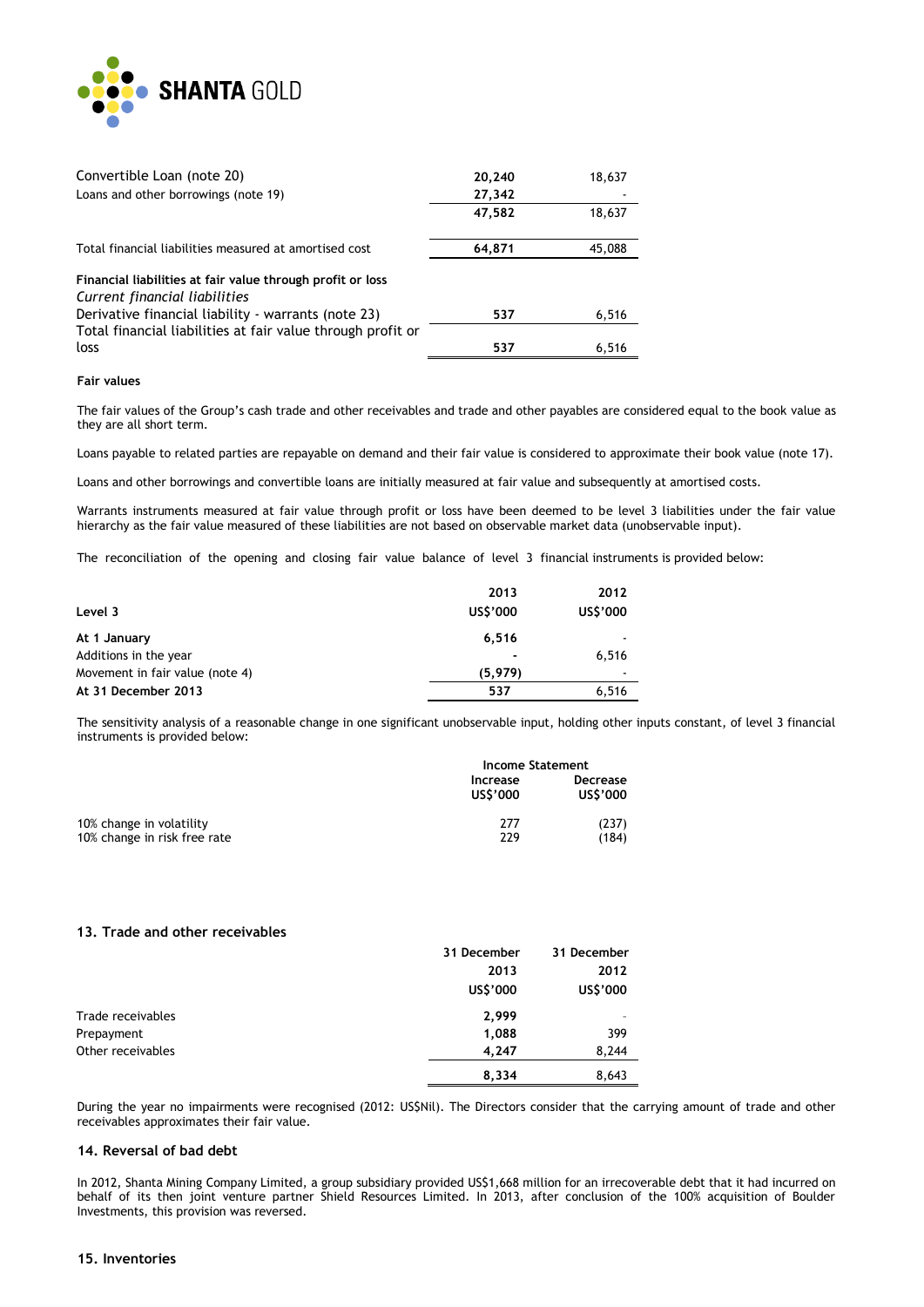| | | |
|---|---|---|
| Convertible Loan (note 20) | **20,240** | 18,637 |
| Loans and other borrowings (note 19) | **27,342** | - |
| | **47,582** | 18,637 |
| | | |
| Total financial liabilities measured at amortised cost | **64,871** | 45,088 |
| | | |
| **Financial liabilities at fair value through profit or loss** | | |
| *Current financial liabilities* | | |
| Derivative financial liability - warrants (note 23) | **537** | 6,516 |
| Total financial liabilities at fair value through profit or loss | **537** | 6,516 |

**Fair values**

The fair values of the Group's cash trade and other receivables and trade and other payables are considered equal to the book value as they are all short term.

Loans payable to related parties are repayable on demand and their fair value is considered to approximate their book value (note 17).

Loans and other borrowings and convertible loans are initially measured at fair value and subsequently at amortised costs.

Warrants instruments measured at fair value through profit or loss have been deemed to be level 3 liabilities under the fair value hierarchy as the fair value measured of these liabilities are not based on observable market data (unobservable input).

The reconciliation of the opening and closing fair value balance of level 3 financial instruments is provided below:

| **Level 3** | **2013 US$'000** | **2012 US$'000** |
|---|---|---|
| **At 1 January** | **6,516** | - |
| Additions in the year | **-** | 6,516 |
| Movement in fair value (note 4) | **(5,979)** | - |
| **At 31 December 2013** | **537** | 6,516 |

The sensitivity analysis of a reasonable change in one significant unobservable input, holding other inputs constant, of level 3 financial instruments is provided below:

| | **Income Statement** | |
|---|---|---|
| | **Increase US$'000** | **Decrease US$'000** |
| 10% change in volatility | 277 | (237) |
| 10% change in risk free rate | 229 | (184) |

### 13. Trade and other receivables

| | **31 December 2013 US$'000** | **31 December 2012 US$'000** |
|---|---|---|
| Trade receivables | **2,999** | - |
| Prepayment | **1,088** | 399 |
| Other receivables | **4,247** | 8,244 |
| | **8,334** | 8,643 |

During the year no impairments were recognised (2012: US$Nil). The Directors consider that the carrying amount of trade and other receivables approximates their fair value.

### 14. Reversal of bad debt

In 2012, Shanta Mining Company Limited, a group subsidiary provided US$1,668 million for an irrecoverable debt that it had incurred on behalf of its then joint venture partner Shield Resources Limited. In 2013, after conclusion of the 100% acquisition of Boulder Investments, this provision was reversed.

### 15. Inventories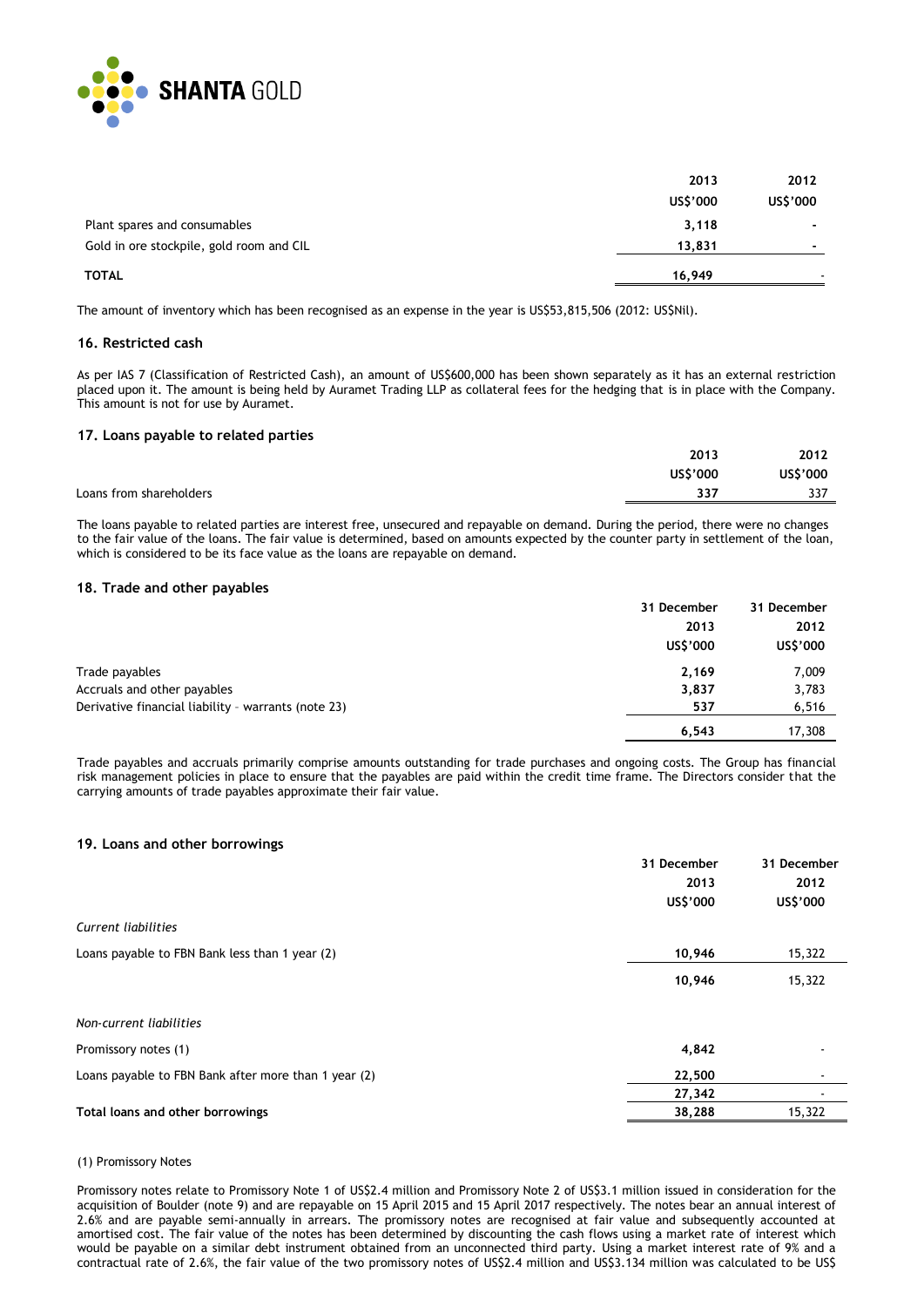| | 2013 | 2012 |
|---|---|---|
| | US$'000 | US$'000 |
| Plant spares and consumables | 3,118 | - |
| Gold in ore stockpile, gold room and CIL | 13,831 | - |
| **TOTAL** | 16,949 | - |

The amount of inventory which has been recognised as an expense in the year is US$53,815,506 (2012: US$Nil).

### 16. Restricted cash

As per IAS 7 (Classification of Restricted Cash), an amount of US$600,000 has been shown separately as it has an external restriction placed upon it. The amount is being held by Auramet Trading LLP as collateral fees for the hedging that is in place with the Company. This amount is not for use by Auramet.

### 17. Loans payable to related parties

| | 2013 | 2012 |
|---|---|---|
| | US$'000 | US$'000 |
| Loans from shareholders | 337 | 337 |

The loans payable to related parties are interest free, unsecured and repayable on demand. During the period, there were no changes to the fair value of the loans. The fair value is determined, based on amounts expected by the counter party in settlement of the loan, which is considered to be its face value as the loans are repayable on demand.

### 18. Trade and other payables

| | 31 December 2013 | 31 December 2012 |
|---|---|---|
| | US$'000 | US$'000 |
| Trade payables | 2,169 | 7,009 |
| Accruals and other payables | 3,837 | 3,783 |
| Derivative financial liability – warrants (note 23) | 537 | 6,516 |
| | 6,543 | 17,308 |

Trade payables and accruals primarily comprise amounts outstanding for trade purchases and ongoing costs. The Group has financial risk management policies in place to ensure that the payables are paid within the credit time frame. The Directors consider that the carrying amounts of trade payables approximate their fair value.

### 19. Loans and other borrowings

| | 31 December 2013 | 31 December 2012 |
|---|---|---|
| | US$'000 | US$'000 |
| *Current liabilities* | | |
| Loans payable to FBN Bank less than 1 year (2) | 10,946 | 15,322 |
| | 10,946 | 15,322 |
| *Non-current liabilities* | | |
| Promissory notes (1) | 4,842 | - |
| Loans payable to FBN Bank after more than 1 year (2) | 22,500 | - |
| | 27,342 | - |
| **Total loans and other borrowings** | 38,288 | 15,322 |

(1) Promissory Notes

Promissory notes relate to Promissory Note 1 of US$2.4 million and Promissory Note 2 of US$3.1 million issued in consideration for the acquisition of Boulder (note 9) and are repayable on 15 April 2015 and 15 April 2017 respectively. The notes bear an annual interest of 2.6% and are payable semi-annually in arrears. The promissory notes are recognised at fair value and subsequently accounted at amortised cost. The fair value of the notes has been determined by discounting the cash flows using a market rate of interest which would be payable on a similar debt instrument obtained from an unconnected third party. Using a market interest rate of 9% and a contractual rate of 2.6%, the fair value of the two promissory notes of US$2.4 million and US$3.134 million was calculated to be US$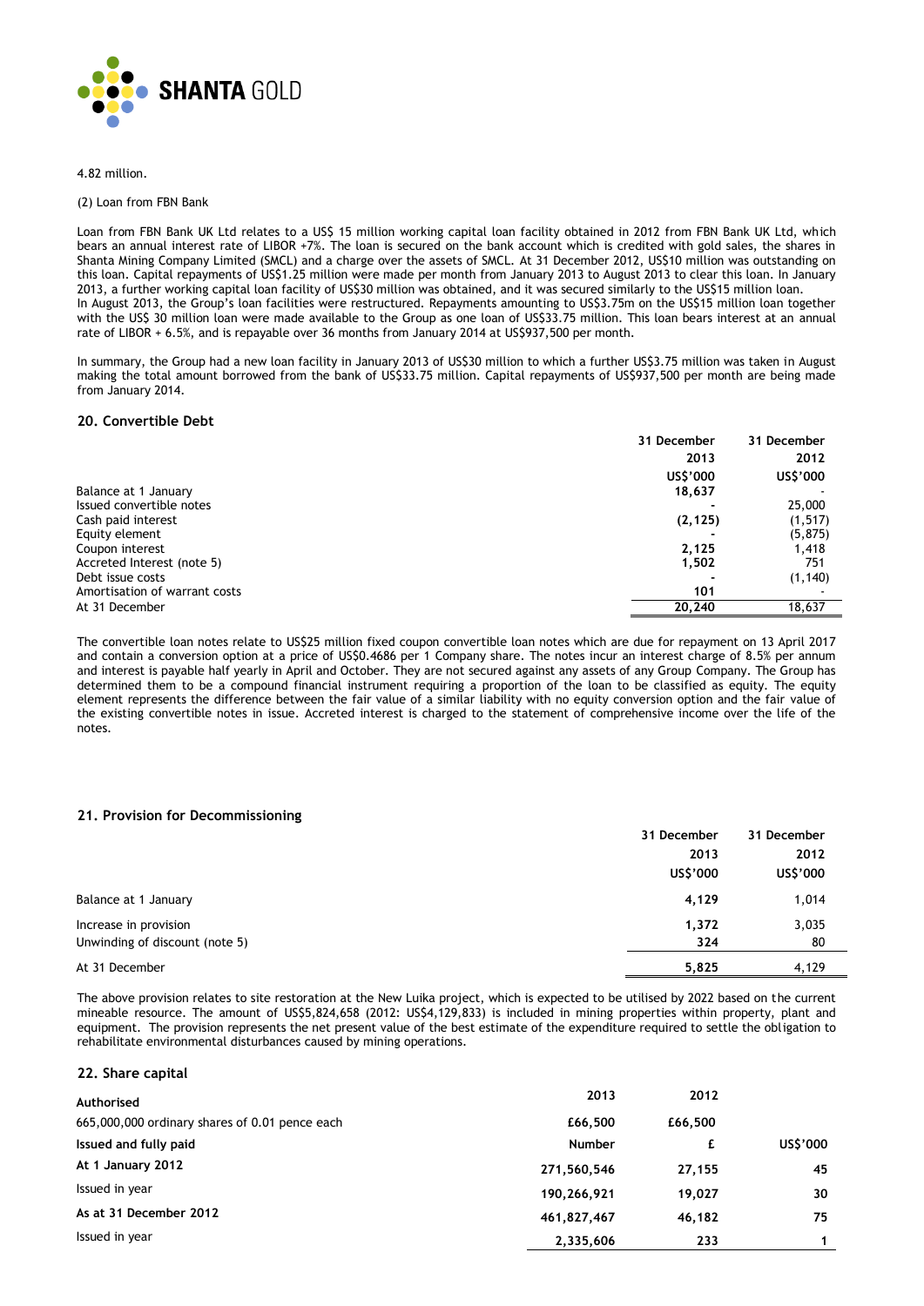4.82 million.

(2) Loan from FBN Bank

Loan from FBN Bank UK Ltd relates to a US$ 15 million working capital loan facility obtained in 2012 from FBN Bank UK Ltd, which bears an annual interest rate of LIBOR +7%. The loan is secured on the bank account which is credited with gold sales, the shares in Shanta Mining Company Limited (SMCL) and a charge over the assets of SMCL. At 31 December 2012, US$10 million was outstanding on this loan. Capital repayments of US$1.25 million were made per month from January 2013 to August 2013 to clear this loan. In January 2013, a further working capital loan facility of US$30 million was obtained, and it was secured similarly to the US$15 million loan.
In August 2013, the Group's loan facilities were restructured. Repayments amounting to US$3.75m on the US$15 million loan together with the US$ 30 million loan were made available to the Group as one loan of US$33.75 million. This loan bears interest at an annual rate of LIBOR + 6.5%, and is repayable over 36 months from January 2014 at US$937,500 per month.

In summary, the Group had a new loan facility in January 2013 of US$30 million to which a further US$3.75 million was taken in August making the total amount borrowed from the bank of US$33.75 million. Capital repayments of US$937,500 per month are being made from January 2014.

## 20. Convertible Debt

| | 31 December 2013 | 31 December 2012 |
|---|---|---|
| | US$'000 | US$'000 |
| Balance at 1 January | **18,637** | - |
| Issued convertible notes | - | 25,000 |
| Cash paid interest | **(2,125)** | (1,517) |
| Equity element | - | (5,875) |
| Coupon interest | **2,125** | 1,418 |
| Accreted Interest (note 5) | **1,502** | 751 |
| Debt issue costs | - | (1,140) |
| Amortisation of warrant costs | **101** | - |
| At 31 December | **20,240** | 18,637 |

The convertible loan notes relate to US$25 million fixed coupon convertible loan notes which are due for repayment on 13 April 2017 and contain a conversion option at a price of US$0.4686 per 1 Company share. The notes incur an interest charge of 8.5% per annum and interest is payable half yearly in April and October. They are not secured against any assets of any Group Company. The Group has determined them to be a compound financial instrument requiring a proportion of the loan to be classified as equity. The equity element represents the difference between the fair value of a similar liability with no equity conversion option and the fair value of the existing convertible notes in issue. Accreted interest is charged to the statement of comprehensive income over the life of the notes.

## 21. Provision for Decommissioning

| | 31 December 2013 | 31 December 2012 |
|---|---|---|
| | US$'000 | US$'000 |
| Balance at 1 January | **4,129** | 1,014 |
| Increase in provision | **1,372** | 3,035 |
| Unwinding of discount (note 5) | **324** | 80 |
| At 31 December | **5,825** | 4,129 |

The above provision relates to site restoration at the New Luika project, which is expected to be utilised by 2022 based on the current mineable resource. The amount of US$5,824,658 (2012: US$4,129,833) is included in mining properties within property, plant and equipment. The provision represents the net present value of the best estimate of the expenditure required to settle the obligation to rehabilitate environmental disturbances caused by mining operations.

## 22. Share capital

| **Authorised** | 2013 | 2012 | |
|---|---|---|---|
| 665,000,000 ordinary shares of 0.01 pence each | **£66,500** | **£66,500** | |
| **Issued and fully paid** | **Number** | **£** | **US$'000** |
| **At 1 January 2012** | **271,560,546** | **27,155** | **45** |
| Issued in year | **190,266,921** | **19,027** | **30** |
| **As at 31 December 2012** | **461,827,467** | **46,182** | **75** |
| Issued in year | **2,335,606** | **233** | **1** |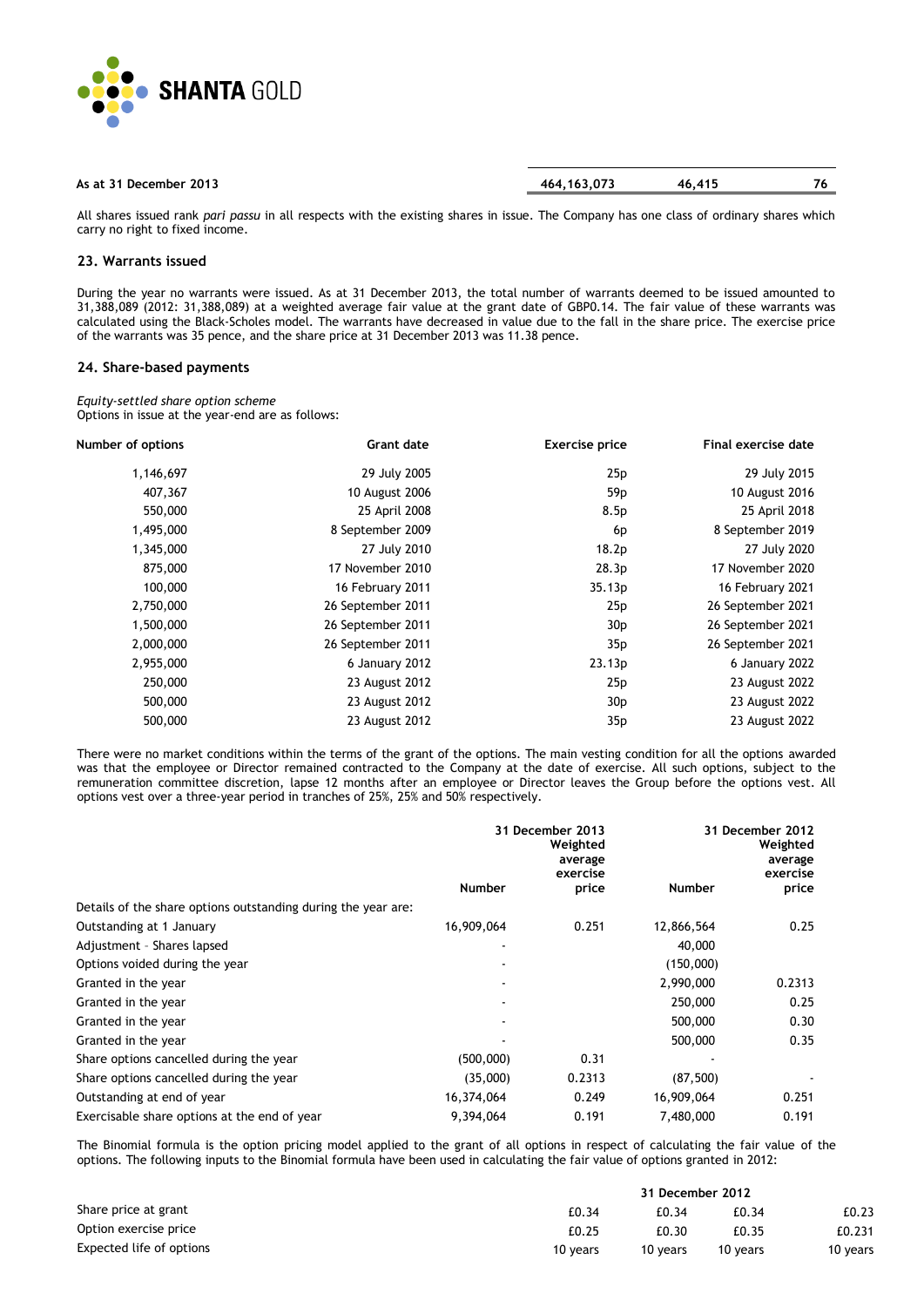| | | | |
|---|---|---|---|
| **As at 31 December 2013** | **464,163,073** | **46,415** | **76** |

All shares issued rank *pari passu* in all respects with the existing shares in issue. The Company has one class of ordinary shares which carry no right to fixed income.

### 23. Warrants issued

During the year no warrants were issued. As at 31 December 2013, the total number of warrants deemed to be issued amounted to 31,388,089 (2012: 31,388,089) at a weighted average fair value at the grant date of GBP0.14. The fair value of these warrants was calculated using the Black-Scholes model. The warrants have decreased in value due to the fall in the share price. The exercise price of the warrants was 35 pence, and the share price at 31 December 2013 was 11.38 pence.

### 24. Share-based payments

*Equity-settled share option scheme*
Options in issue at the year-end are as follows:

| Number of options | Grant date | Exercise price | Final exercise date |
|---|---|---|---|
| 1,146,697 | 29 July 2005 | 25p | 29 July 2015 |
| 407,367 | 10 August 2006 | 59p | 10 August 2016 |
| 550,000 | 25 April 2008 | 8.5p | 25 April 2018 |
| 1,495,000 | 8 September 2009 | 6p | 8 September 2019 |
| 1,345,000 | 27 July 2010 | 18.2p | 27 July 2020 |
| 875,000 | 17 November 2010 | 28.3p | 17 November 2020 |
| 100,000 | 16 February 2011 | 35.13p | 16 February 2021 |
| 2,750,000 | 26 September 2011 | 25p | 26 September 2021 |
| 1,500,000 | 26 September 2011 | 30p | 26 September 2021 |
| 2,000,000 | 26 September 2011 | 35p | 26 September 2021 |
| 2,955,000 | 6 January 2012 | 23.13p | 6 January 2022 |
| 250,000 | 23 August 2012 | 25p | 23 August 2022 |
| 500,000 | 23 August 2012 | 30p | 23 August 2022 |
| 500,000 | 23 August 2012 | 35p | 23 August 2022 |

There were no market conditions within the terms of the grant of the options. The main vesting condition for all the options awarded was that the employee or Director remained contracted to the Company at the date of exercise. All such options, subject to the remuneration committee discretion, lapse 12 months after an employee or Director leaves the Group before the options vest. All options vest over a three-year period in tranches of 25%, 25% and 50% respectively.

| | 31 December 2013 | | 31 December 2012 | |
|---|---|---|---|---|
| | **Number** | **Weighted average exercise price** | **Number** | **Weighted average exercise price** |
| Details of the share options outstanding during the year are: | | | | |
| Outstanding at 1 January | 16,909,064 | 0.251 | 12,866,564 | 0.25 |
| Adjustment – Shares lapsed | - | | 40,000 | |
| Options voided during the year | - | | (150,000) | |
| Granted in the year | - | | 2,990,000 | 0.2313 |
| Granted in the year | - | | 250,000 | 0.25 |
| Granted in the year | - | | 500,000 | 0.30 |
| Granted in the year | - | | 500,000 | 0.35 |
| Share options cancelled during the year | (500,000) | 0.31 | - | |
| Share options cancelled during the year | (35,000) | 0.2313 | (87,500) | - |
| Outstanding at end of year | 16,374,064 | 0.249 | 16,909,064 | 0.251 |
| Exercisable share options at the end of year | 9,394,064 | 0.191 | 7,480,000 | 0.191 |

The Binomial formula is the option pricing model applied to the grant of all options in respect of calculating the fair value of the options. The following inputs to the Binomial formula have been used in calculating the fair value of options granted in 2012:

| | 31 December 2012 | | | |
|---|---|---|---|---|
| Share price at grant | £0.34 | £0.34 | £0.34 | £0.23 |
| Option exercise price | £0.25 | £0.30 | £0.35 | £0.231 |
| Expected life of options | 10 years | 10 years | 10 years | 10 years |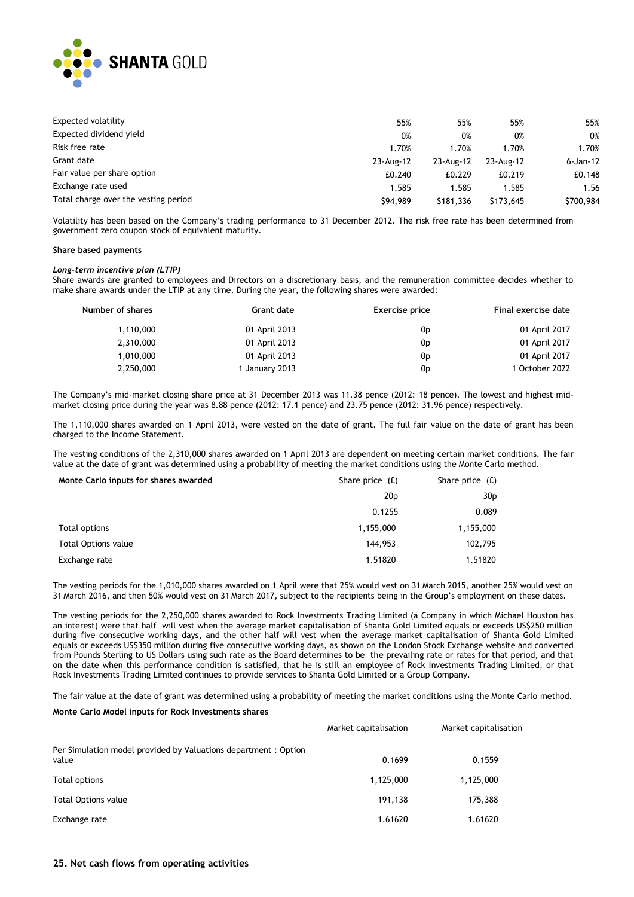| | | | | |
|---|---|---|---|---|
| Expected volatility | 55% | 55% | 55% | 55% |
| Expected dividend yield | 0% | 0% | 0% | 0% |
| Risk free rate | 1.70% | 1.70% | 1.70% | 1.70% |
| Grant date | 23-Aug-12 | 23-Aug-12 | 23-Aug-12 | 6-Jan-12 |
| Fair value per share option | £0.240 | £0.229 | £0.219 | £0.148 |
| Exchange rate used | 1.585 | 1.585 | 1.585 | 1.56 |
| Total charge over the vesting period | $94,989 | $181,336 | $173,645 | $700,984 |

Volatility has been based on the Company's trading performance to 31 December 2012. The risk free rate has been determined from government zero coupon stock of equivalent maturity.

**Share based payments**

***Long-term incentive plan (LTIP)***

Share awards are granted to employees and Directors on a discretionary basis, and the remuneration committee decides whether to make share awards under the LTIP at any time. During the year, the following shares were awarded:

| Number of shares | Grant date | Exercise price | Final exercise date |
|---|---|---|---|
| 1,110,000 | 01 April 2013 | 0p | 01 April 2017 |
| 2,310,000 | 01 April 2013 | 0p | 01 April 2017 |
| 1,010,000 | 01 April 2013 | 0p | 01 April 2017 |
| 2,250,000 | 1 January 2013 | 0p | 1 October 2022 |

The Company's mid-market closing share price at 31 December 2013 was 11.38 pence (2012: 18 pence). The lowest and highest mid-market closing price during the year was 8.88 pence (2012: 17.1 pence) and 23.75 pence (2012: 31.96 pence) respectively.

The 1,110,000 shares awarded on 1 April 2013, were vested on the date of grant. The full fair value on the date of grant has been charged to the Income Statement.

The vesting conditions of the 2,310,000 shares awarded on 1 April 2013 are dependent on meeting certain market conditions. The fair value at the date of grant was determined using a probability of meeting the market conditions using the Monte Carlo method.

| Monte Carlo inputs for shares awarded | Share price (£) | Share price (£) |
|---|---|---|
| | 20p | 30p |
| | 0.1255 | 0.089 |
| Total options | 1,155,000 | 1,155,000 |
| Total Options value | 144,953 | 102,795 |
| Exchange rate | 1.51820 | 1.51820 |

The vesting periods for the 1,010,000 shares awarded on 1 April were that 25% would vest on 31 March 2015, another 25% would vest on 31 March 2016, and then 50% would vest on 31 March 2017, subject to the recipients being in the Group's employment on these dates.

The vesting periods for the 2,250,000 shares awarded to Rock Investments Trading Limited (a Company in which Michael Houston has an interest) were that half will vest when the average market capitalisation of Shanta Gold Limited equals or exceeds US$250 million during five consecutive working days, and the other half will vest when the average market capitalisation of Shanta Gold Limited equals or exceeds US$350 million during five consecutive working days, as shown on the London Stock Exchange website and converted from Pounds Sterling to US Dollars using such rate as the Board determines to be the prevailing rate or rates for that period, and that on the date when this performance condition is satisfied, that he is still an employee of Rock Investments Trading Limited, or that Rock Investments Trading Limited continues to provide services to Shanta Gold Limited or a Group Company.

The fair value at the date of grant was determined using a probability of meeting the market conditions using the Monte Carlo method.

**Monte Carlo Model inputs for Rock Investments shares**

| | Market capitalisation | Market capitalisation |
|---|---|---|
| Per Simulation model provided by Valuations department : Option value | 0.1699 | 0.1559 |
| Total options | 1,125,000 | 1,125,000 |
| Total Options value | 191,138 | 175,388 |
| Exchange rate | 1.61620 | 1.61620 |

## 25. Net cash flows from operating activities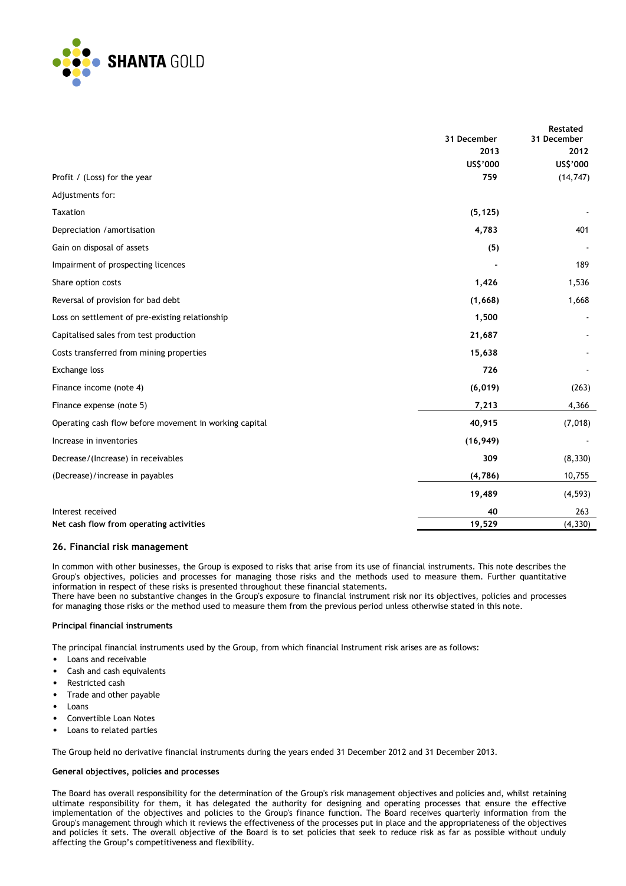| | 31 December 2013 US$'000 | Restated 31 December 2012 US$'000 |
|---|---|---|
| Profit / (Loss) for the year | **759** | (14,747) |
| Adjustments for: | | |
| Taxation | **(5,125)** | - |
| Depreciation /amortisation | **4,783** | 401 |
| Gain on disposal of assets | **(5)** | - |
| Impairment of prospecting licences | **-** | 189 |
| Share option costs | **1,426** | 1,536 |
| Reversal of provision for bad debt | **(1,668)** | 1,668 |
| Loss on settlement of pre-existing relationship | **1,500** | - |
| Capitalised sales from test production | **21,687** | - |
| Costs transferred from mining properties | **15,638** | - |
| Exchange loss | **726** | - |
| Finance income (note 4) | **(6,019)** | (263) |
| Finance expense (note 5) | **7,213** | 4,366 |
| Operating cash flow before movement in working capital | **40,915** | (7,018) |
| Increase in inventories | **(16,949)** | - |
| Decrease/(Increase) in receivables | **309** | (8,330) |
| (Decrease)/increase in payables | **(4,786)** | 10,755 |
| | **19,489** | (4,593) |
| Interest received | **40** | 263 |
| **Net cash flow from operating activities** | **19,529** | (4,330) |

## 26. Financial risk management

In common with other businesses, the Group is exposed to risks that arise from its use of financial instruments. This note describes the Group's objectives, policies and processes for managing those risks and the methods used to measure them. Further quantitative information in respect of these risks is presented throughout these financial statements.
There have been no substantive changes in the Group's exposure to financial instrument risk nor its objectives, policies and processes for managing those risks or the method used to measure them from the previous period unless otherwise stated in this note.

### Principal financial instruments

The principal financial instruments used by the Group, from which financial Instrument risk arises are as follows:

- Loans and receivable
- Cash and cash equivalents
- Restricted cash
- Trade and other payable
- Loans
- Convertible Loan Notes
- Loans to related parties

The Group held no derivative financial instruments during the years ended 31 December 2012 and 31 December 2013.

### General objectives, policies and processes

The Board has overall responsibility for the determination of the Group's risk management objectives and policies and, whilst retaining ultimate responsibility for them, it has delegated the authority for designing and operating processes that ensure the effective implementation of the objectives and policies to the Group's finance function. The Board receives quarterly information from the Group's management through which it reviews the effectiveness of the processes put in place and the appropriateness of the objectives and policies it sets. The overall objective of the Board is to set policies that seek to reduce risk as far as possible without unduly affecting the Group's competitiveness and flexibility.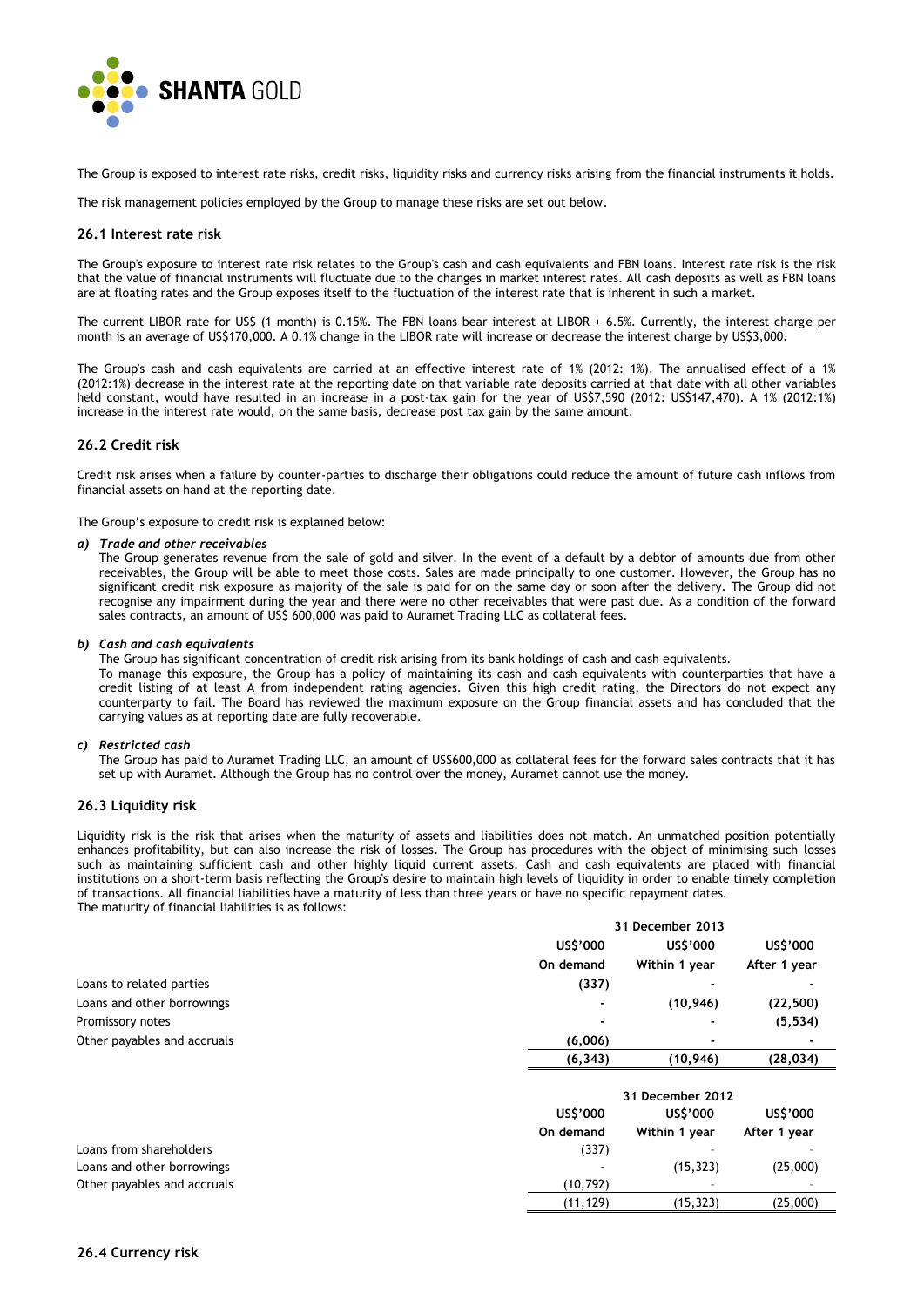The Group is exposed to interest rate risks, credit risks, liquidity risks and currency risks arising from the financial instruments it holds.

The risk management policies employed by the Group to manage these risks are set out below.

### 26.1 Interest rate risk

The Group's exposure to interest rate risk relates to the Group's cash and cash equivalents and FBN loans. Interest rate risk is the risk that the value of financial instruments will fluctuate due to the changes in market interest rates. All cash deposits as well as FBN loans are at floating rates and the Group exposes itself to the fluctuation of the interest rate that is inherent in such a market.

The current LIBOR rate for US$ (1 month) is 0.15%. The FBN loans bear interest at LIBOR + 6.5%. Currently, the interest charge per month is an average of US$170,000. A 0.1% change in the LIBOR rate will increase or decrease the interest charge by US$3,000.

The Group's cash and cash equivalents are carried at an effective interest rate of 1% (2012: 1%). The annualised effect of a 1% (2012:1%) decrease in the interest rate at the reporting date on that variable rate deposits carried at that date with all other variables held constant, would have resulted in an increase in a post-tax gain for the year of US$7,590 (2012: US$147,470). A 1% (2012:1%) increase in the interest rate would, on the same basis, decrease post tax gain by the same amount.

### 26.2 Credit risk

Credit risk arises when a failure by counter-parties to discharge their obligations could reduce the amount of future cash inflows from financial assets on hand at the reporting date.

The Group's exposure to credit risk is explained below:

***a) Trade and other receivables***

The Group generates revenue from the sale of gold and silver. In the event of a default by a debtor of amounts due from other receivables, the Group will be able to meet those costs. Sales are made principally to one customer. However, the Group has no significant credit risk exposure as majority of the sale is paid for on the same day or soon after the delivery. The Group did not recognise any impairment during the year and there were no other receivables that were past due. As a condition of the forward sales contracts, an amount of US$ 600,000 was paid to Auramet Trading LLC as collateral fees.

***b) Cash and cash equivalents***

The Group has significant concentration of credit risk arising from its bank holdings of cash and cash equivalents.
To manage this exposure, the Group has a policy of maintaining its cash and cash equivalents with counterparties that have a credit listing of at least A from independent rating agencies. Given this high credit rating, the Directors do not expect any counterparty to fail. The Board has reviewed the maximum exposure on the Group financial assets and has concluded that the carrying values as at reporting date are fully recoverable.

***c) Restricted cash***

The Group has paid to Auramet Trading LLC, an amount of US$600,000 as collateral fees for the forward sales contracts that it has set up with Auramet. Although the Group has no control over the money, Auramet cannot use the money.

### 26.3 Liquidity risk

Liquidity risk is the risk that arises when the maturity of assets and liabilities does not match. An unmatched position potentially enhances profitability, but can also increase the risk of losses. The Group has procedures with the object of minimising such losses such as maintaining sufficient cash and other highly liquid current assets. Cash and cash equivalents are placed with financial institutions on a short-term basis reflecting the Group's desire to maintain high levels of liquidity in order to enable timely completion of transactions. All financial liabilities have a maturity of less than three years or have no specific repayment dates.
The maturity of financial liabilities is as follows:

| | 31 December 2013 | | |
|---|---|---|---|
| | US$'000 | US$'000 | US$'000 |
| | On demand | Within 1 year | After 1 year |
| Loans to related parties | (337) | - | - |
| Loans and other borrowings | - | (10,946) | (22,500) |
| Promissory notes | - | - | (5,534) |
| Other payables and accruals | (6,006) | - | - |
| | (6,343) | (10,946) | (28,034) |

| | 31 December 2012 | | |
|---|---|---|---|
| | US$'000 | US$'000 | US$'000 |
| | On demand | Within 1 year | After 1 year |
| Loans from shareholders | (337) | - | - |
| Loans and other borrowings | - | (15,323) | (25,000) |
| Other payables and accruals | (10,792) | - | - |
| | (11,129) | (15,323) | (25,000) |

### 26.4 Currency risk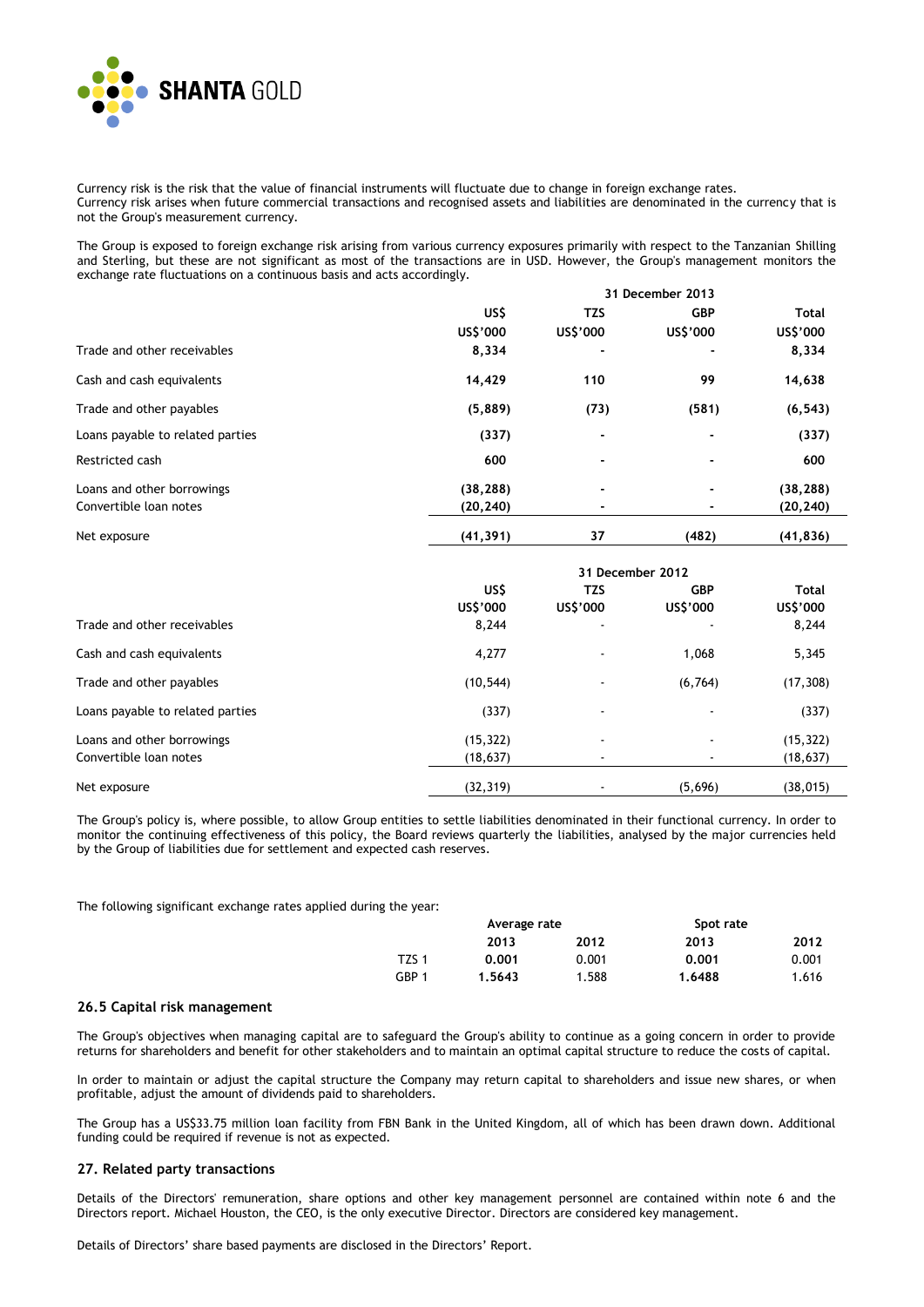Currency risk is the risk that the value of financial instruments will fluctuate due to change in foreign exchange rates.
Currency risk arises when future commercial transactions and recognised assets and liabilities are denominated in the currency that is not the Group's measurement currency.

The Group is exposed to foreign exchange risk arising from various currency exposures primarily with respect to the Tanzanian Shilling and Sterling, but these are not significant as most of the transactions are in USD. However, the Group's management monitors the exchange rate fluctuations on a continuous basis and acts accordingly.

| | 31 December 2013 | | | |
|---|---|---|---|---|
| | **US$** | **TZS** | **GBP** | **Total** |
| | **US$'000** | **US$'000** | **US$'000** | **US$'000** |
| Trade and other receivables | **8,334** | **-** | **-** | **8,334** |
| Cash and cash equivalents | **14,429** | **110** | **99** | **14,638** |
| Trade and other payables | **(5,889)** | **(73)** | **(581)** | **(6,543)** |
| Loans payable to related parties | **(337)** | **-** | **-** | **(337)** |
| Restricted cash | **600** | **-** | **-** | **600** |
| Loans and other borrowings | **(38,288)** | **-** | **-** | **(38,288)** |
| Convertible loan notes | **(20,240)** | **-** | **-** | **(20,240)** |
| Net exposure | **(41,391)** | **37** | **(482)** | **(41,836)** |

| | 31 December 2012 | | | |
|---|---|---|---|---|
| | **US$** | **TZS** | **GBP** | **Total** |
| | **US$'000** | **US$'000** | **US$'000** | **US$'000** |
| Trade and other receivables | 8,244 | - | - | 8,244 |
| Cash and cash equivalents | 4,277 | - | 1,068 | 5,345 |
| Trade and other payables | (10,544) | - | (6,764) | (17,308) |
| Loans payable to related parties | (337) | - | - | (337) |
| Loans and other borrowings | (15,322) | - | - | (15,322) |
| Convertible loan notes | (18,637) | - | - | (18,637) |
| Net exposure | (32,319) | - | (5,696) | (38,015) |

The Group's policy is, where possible, to allow Group entities to settle liabilities denominated in their functional currency. In order to monitor the continuing effectiveness of this policy, the Board reviews quarterly the liabilities, analysed by the major currencies held by the Group of liabilities due for settlement and expected cash reserves.

The following significant exchange rates applied during the year:

| | Average rate | | Spot rate | |
|---|---|---|---|---|
| | **2013** | **2012** | **2013** | **2012** |
| TZS 1 | **0.001** | 0.001 | **0.001** | 0.001 |
| GBP 1 | **1.5643** | 1.588 | **1.6488** | 1.616 |

### 26.5 Capital risk management

The Group's objectives when managing capital are to safeguard the Group's ability to continue as a going concern in order to provide returns for shareholders and benefit for other stakeholders and to maintain an optimal capital structure to reduce the costs of capital.

In order to maintain or adjust the capital structure the Company may return capital to shareholders and issue new shares, or when profitable, adjust the amount of dividends paid to shareholders.

The Group has a US$33.75 million loan facility from FBN Bank in the United Kingdom, all of which has been drawn down. Additional funding could be required if revenue is not as expected.

## 27. Related party transactions

Details of the Directors' remuneration, share options and other key management personnel are contained within note 6 and the Directors report. Michael Houston, the CEO, is the only executive Director. Directors are considered key management.

Details of Directors' share based payments are disclosed in the Directors' Report.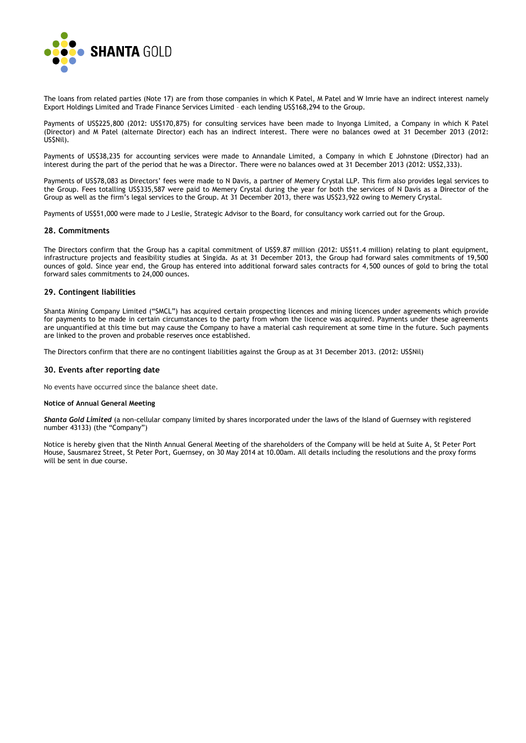The loans from related parties (Note 17) are from those companies in which K Patel, M Patel and W Imrie have an indirect interest namely Export Holdings Limited and Trade Finance Services Limited – each lending US$168,294 to the Group.

Payments of US$225,800 (2012: US$170,875) for consulting services have been made to Inyonga Limited, a Company in which K Patel (Director) and M Patel (alternate Director) each has an indirect interest. There were no balances owed at 31 December 2013 (2012: US$Nil).

Payments of US$38,235 for accounting services were made to Annandale Limited, a Company in which E Johnstone (Director) had an interest during the part of the period that he was a Director. There were no balances owed at 31 December 2013 (2012: US$2,333).

Payments of US$78,083 as Directors' fees were made to N Davis, a partner of Memery Crystal LLP. This firm also provides legal services to the Group. Fees totalling US$335,587 were paid to Memery Crystal during the year for both the services of N Davis as a Director of the Group as well as the firm's legal services to the Group. At 31 December 2013, there was US$23,922 owing to Memery Crystal.

Payments of US$51,000 were made to J Leslie, Strategic Advisor to the Board, for consultancy work carried out for the Group.

## 28. Commitments

The Directors confirm that the Group has a capital commitment of US$9.87 million (2012: US$11.4 million) relating to plant equipment, infrastructure projects and feasibility studies at Singida. As at 31 December 2013, the Group had forward sales commitments of 19,500 ounces of gold. Since year end, the Group has entered into additional forward sales contracts for 4,500 ounces of gold to bring the total forward sales commitments to 24,000 ounces.

## 29. Contingent liabilities

Shanta Mining Company Limited ("SMCL") has acquired certain prospecting licences and mining licences under agreements which provide for payments to be made in certain circumstances to the party from whom the licence was acquired. Payments under these agreements are unquantified at this time but may cause the Company to have a material cash requirement at some time in the future. Such payments are linked to the proven and probable reserves once established.

The Directors confirm that there are no contingent liabilities against the Group as at 31 December 2013. (2012: US$Nil)

## 30. Events after reporting date

No events have occurred since the balance sheet date.

**Notice of Annual General Meeting**

***Shanta Gold Limited*** (a non-cellular company limited by shares incorporated under the laws of the Island of Guernsey with registered number 43133) (the "Company")

Notice is hereby given that the Ninth Annual General Meeting of the shareholders of the Company will be held at Suite A, St Peter Port House, Sausmarez Street, St Peter Port, Guernsey, on 30 May 2014 at 10.00am. All details including the resolutions and the proxy forms will be sent in due course.